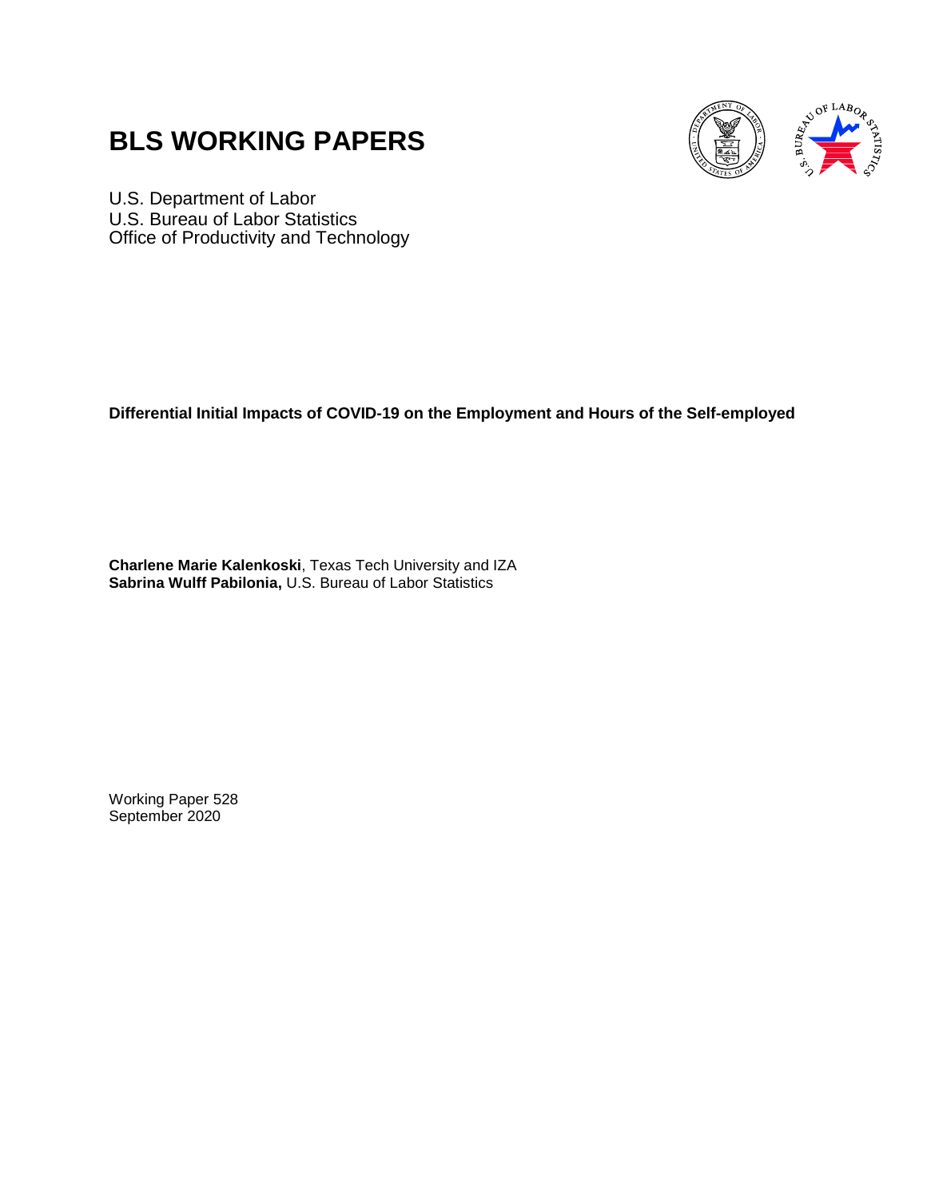# BLS WORKING PAPERS

U.S. Department of Labor
U.S. Bureau of Labor Statistics
Office of Productivity and Technology

**Differential Initial Impacts of COVID-19 on the Employment and Hours of the Self-employed**

**Charlene Marie Kalenkoski**, Texas Tech University and IZA
**Sabrina Wulff Pabilonia,** U.S. Bureau of Labor Statistics

Working Paper 528
September 2020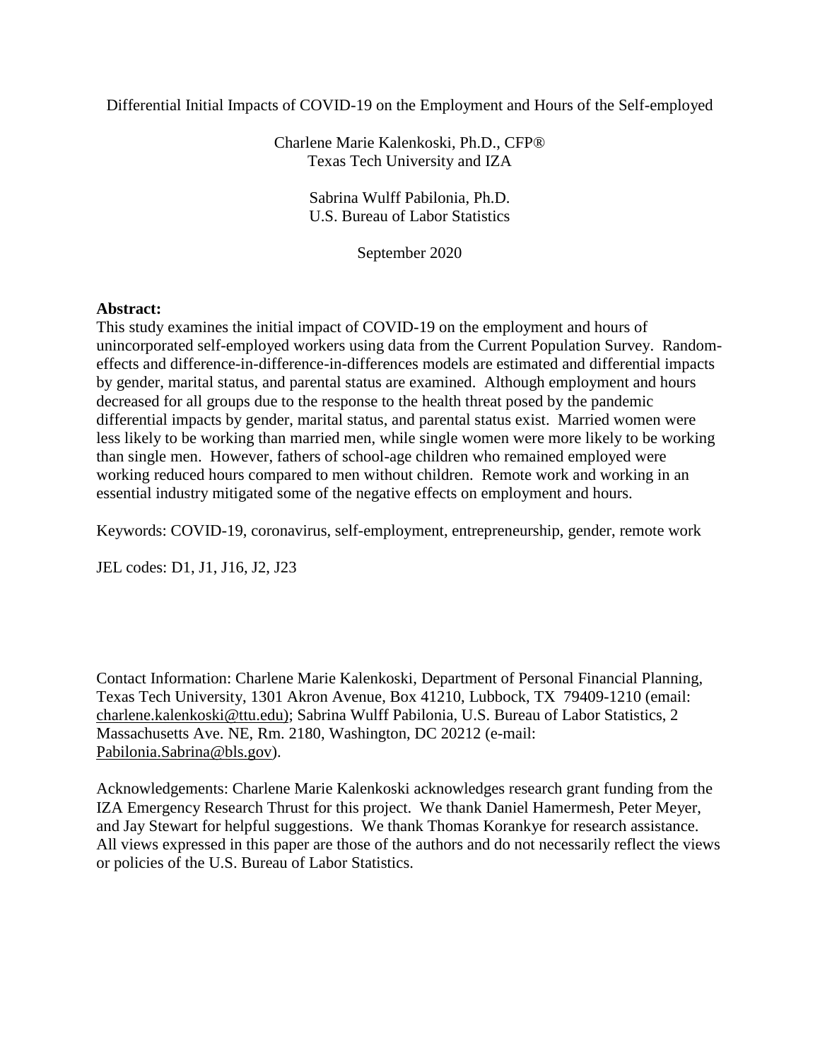# Differential Initial Impacts of COVID-19 on the Employment and Hours of the Self-employed

Charlene Marie Kalenkoski, Ph.D., CFP®
Texas Tech University and IZA

Sabrina Wulff Pabilonia, Ph.D.
U.S. Bureau of Labor Statistics

September 2020

**Abstract:**
This study examines the initial impact of COVID-19 on the employment and hours of unincorporated self-employed workers using data from the Current Population Survey. Random-effects and difference-in-difference-in-differences models are estimated and differential impacts by gender, marital status, and parental status are examined. Although employment and hours decreased for all groups due to the response to the health threat posed by the pandemic differential impacts by gender, marital status, and parental status exist. Married women were less likely to be working than married men, while single women were more likely to be working than single men. However, fathers of school-age children who remained employed were working reduced hours compared to men without children. Remote work and working in an essential industry mitigated some of the negative effects on employment and hours.

Keywords: COVID-19, coronavirus, self-employment, entrepreneurship, gender, remote work

JEL codes: D1, J1, J16, J2, J23

Contact Information: Charlene Marie Kalenkoski, Department of Personal Financial Planning, Texas Tech University, 1301 Akron Avenue, Box 41210, Lubbock, TX 79409-1210 (email: charlene.kalenkoski@ttu.edu); Sabrina Wulff Pabilonia, U.S. Bureau of Labor Statistics, 2 Massachusetts Ave. NE, Rm. 2180, Washington, DC 20212 (e-mail: Pabilonia.Sabrina@bls.gov).

Acknowledgements: Charlene Marie Kalenkoski acknowledges research grant funding from the IZA Emergency Research Thrust for this project. We thank Daniel Hamermesh, Peter Meyer, and Jay Stewart for helpful suggestions. We thank Thomas Korankye for research assistance. All views expressed in this paper are those of the authors and do not necessarily reflect the views or policies of the U.S. Bureau of Labor Statistics.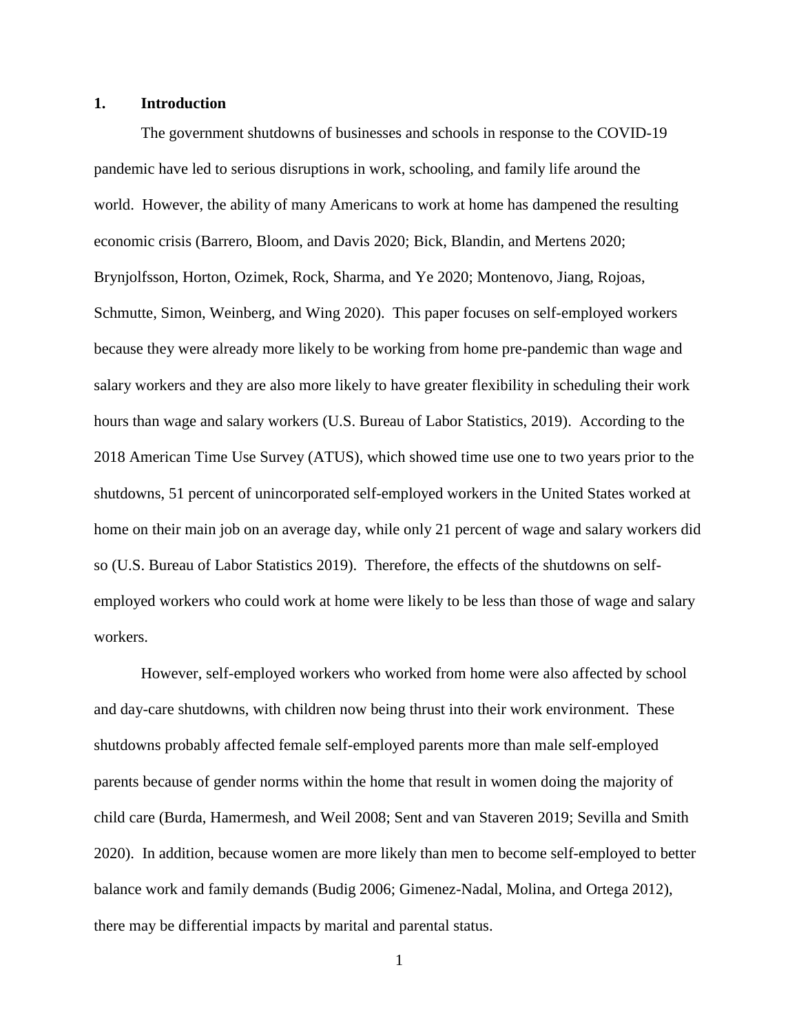## 1. Introduction

The government shutdowns of businesses and schools in response to the COVID-19 pandemic have led to serious disruptions in work, schooling, and family life around the world. However, the ability of many Americans to work at home has dampened the resulting economic crisis (Barrero, Bloom, and Davis 2020; Bick, Blandin, and Mertens 2020; Brynjolfsson, Horton, Ozimek, Rock, Sharma, and Ye 2020; Montenovo, Jiang, Rojoas, Schmutte, Simon, Weinberg, and Wing 2020). This paper focuses on self-employed workers because they were already more likely to be working from home pre-pandemic than wage and salary workers and they are also more likely to have greater flexibility in scheduling their work hours than wage and salary workers (U.S. Bureau of Labor Statistics, 2019). According to the 2018 American Time Use Survey (ATUS), which showed time use one to two years prior to the shutdowns, 51 percent of unincorporated self-employed workers in the United States worked at home on their main job on an average day, while only 21 percent of wage and salary workers did so (U.S. Bureau of Labor Statistics 2019). Therefore, the effects of the shutdowns on self-employed workers who could work at home were likely to be less than those of wage and salary workers.

However, self-employed workers who worked from home were also affected by school and day-care shutdowns, with children now being thrust into their work environment. These shutdowns probably affected female self-employed parents more than male self-employed parents because of gender norms within the home that result in women doing the majority of child care (Burda, Hamermesh, and Weil 2008; Sent and van Staveren 2019; Sevilla and Smith 2020). In addition, because women are more likely than men to become self-employed to better balance work and family demands (Budig 2006; Gimenez-Nadal, Molina, and Ortega 2012), there may be differential impacts by marital and parental status.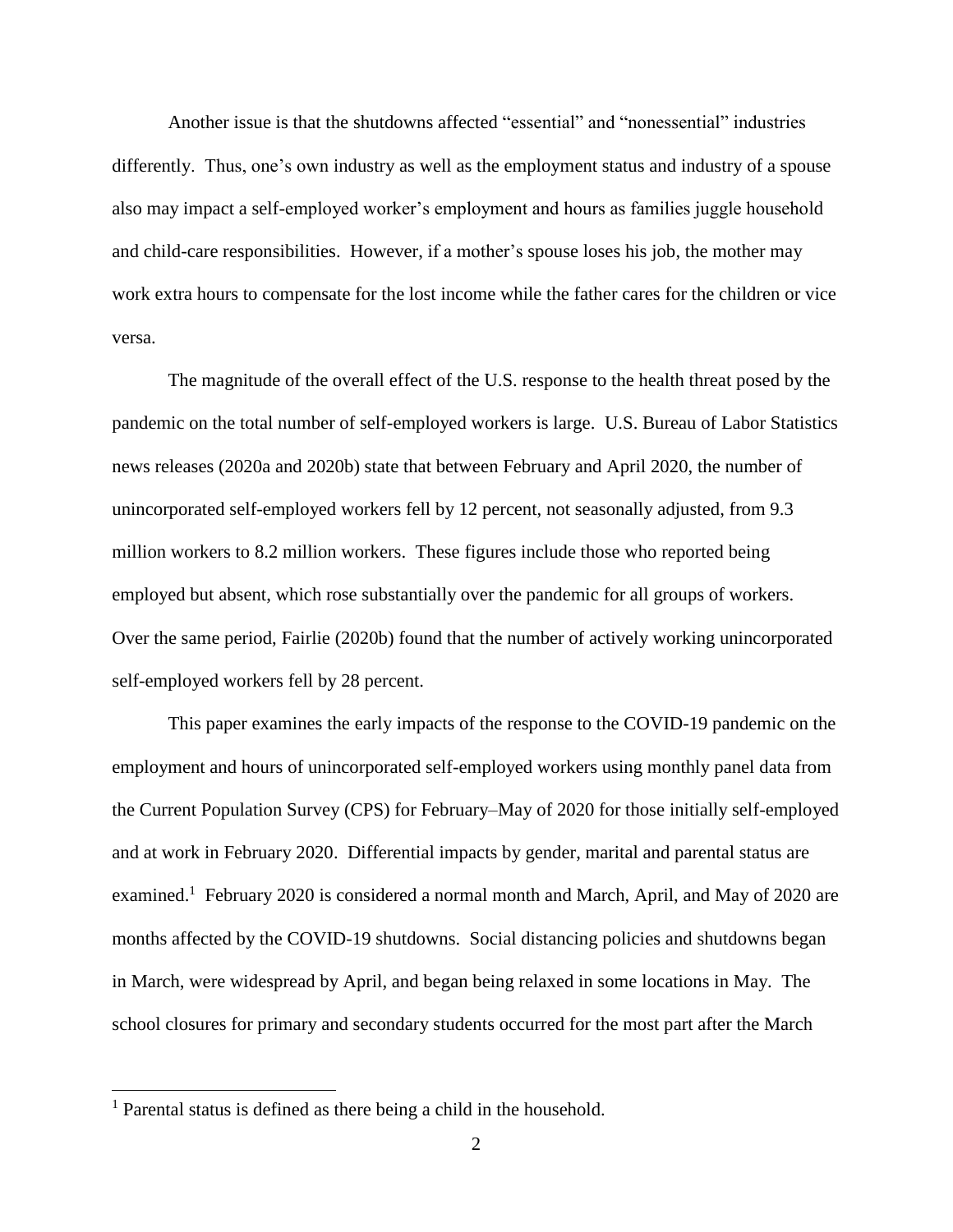Another issue is that the shutdowns affected "essential" and "nonessential" industries differently. Thus, one's own industry as well as the employment status and industry of a spouse also may impact a self-employed worker's employment and hours as families juggle household and child-care responsibilities. However, if a mother's spouse loses his job, the mother may work extra hours to compensate for the lost income while the father cares for the children or vice versa.

The magnitude of the overall effect of the U.S. response to the health threat posed by the pandemic on the total number of self-employed workers is large. U.S. Bureau of Labor Statistics news releases (2020a and 2020b) state that between February and April 2020, the number of unincorporated self-employed workers fell by 12 percent, not seasonally adjusted, from 9.3 million workers to 8.2 million workers. These figures include those who reported being employed but absent, which rose substantially over the pandemic for all groups of workers. Over the same period, Fairlie (2020b) found that the number of actively working unincorporated self-employed workers fell by 28 percent.

This paper examines the early impacts of the response to the COVID-19 pandemic on the employment and hours of unincorporated self-employed workers using monthly panel data from the Current Population Survey (CPS) for February–May of 2020 for those initially self-employed and at work in February 2020. Differential impacts by gender, marital and parental status are examined.[1] February 2020 is considered a normal month and March, April, and May of 2020 are months affected by the COVID-19 shutdowns. Social distancing policies and shutdowns began in March, were widespread by April, and began being relaxed in some locations in May. The school closures for primary and secondary students occurred for the most part after the March

[1] Parental status is defined as there being a child in the household.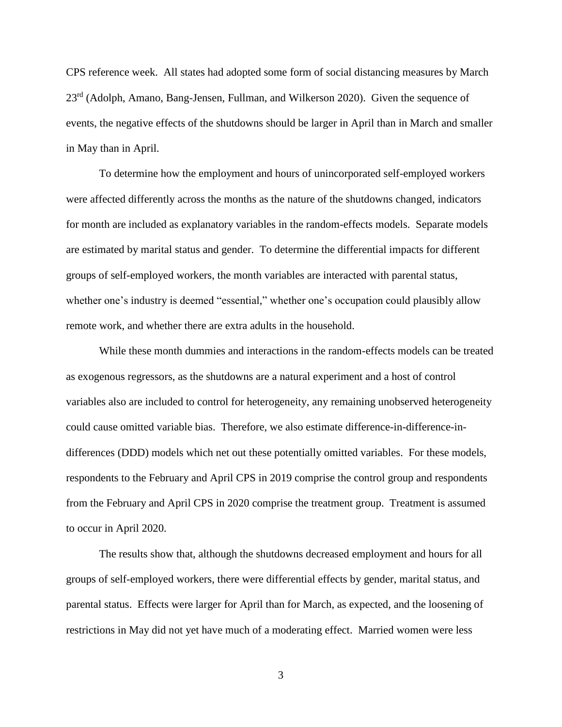CPS reference week. All states had adopted some form of social distancing measures by March 23rd (Adolph, Amano, Bang-Jensen, Fullman, and Wilkerson 2020). Given the sequence of events, the negative effects of the shutdowns should be larger in April than in March and smaller in May than in April.

To determine how the employment and hours of unincorporated self-employed workers were affected differently across the months as the nature of the shutdowns changed, indicators for month are included as explanatory variables in the random-effects models. Separate models are estimated by marital status and gender. To determine the differential impacts for different groups of self-employed workers, the month variables are interacted with parental status, whether one's industry is deemed "essential," whether one's occupation could plausibly allow remote work, and whether there are extra adults in the household.

While these month dummies and interactions in the random-effects models can be treated as exogenous regressors, as the shutdowns are a natural experiment and a host of control variables also are included to control for heterogeneity, any remaining unobserved heterogeneity could cause omitted variable bias. Therefore, we also estimate difference-in-difference-in-differences (DDD) models which net out these potentially omitted variables. For these models, respondents to the February and April CPS in 2019 comprise the control group and respondents from the February and April CPS in 2020 comprise the treatment group. Treatment is assumed to occur in April 2020.

The results show that, although the shutdowns decreased employment and hours for all groups of self-employed workers, there were differential effects by gender, marital status, and parental status. Effects were larger for April than for March, as expected, and the loosening of restrictions in May did not yet have much of a moderating effect. Married women were less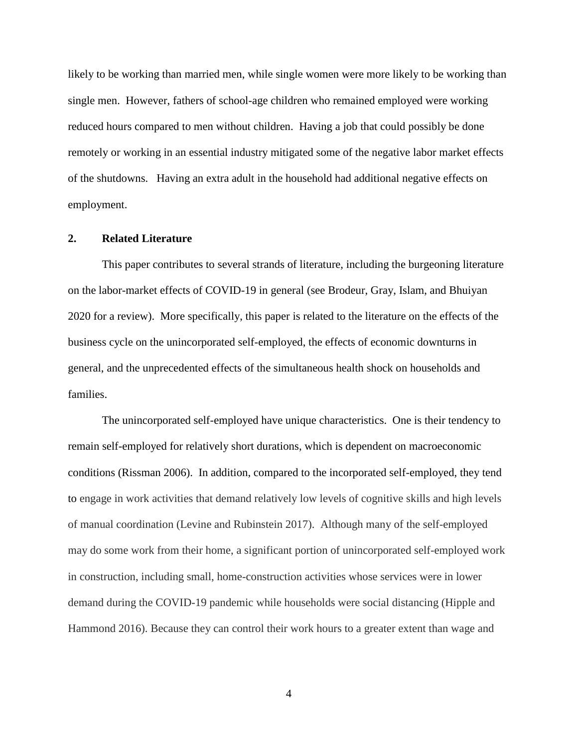likely to be working than married men, while single women were more likely to be working than single men. However, fathers of school-age children who remained employed were working reduced hours compared to men without children. Having a job that could possibly be done remotely or working in an essential industry mitigated some of the negative labor market effects of the shutdowns. Having an extra adult in the household had additional negative effects on employment.

## 2. Related Literature

This paper contributes to several strands of literature, including the burgeoning literature on the labor-market effects of COVID-19 in general (see Brodeur, Gray, Islam, and Bhuiyan 2020 for a review). More specifically, this paper is related to the literature on the effects of the business cycle on the unincorporated self-employed, the effects of economic downturns in general, and the unprecedented effects of the simultaneous health shock on households and families.

The unincorporated self-employed have unique characteristics. One is their tendency to remain self-employed for relatively short durations, which is dependent on macroeconomic conditions (Rissman 2006). In addition, compared to the incorporated self-employed, they tend to engage in work activities that demand relatively low levels of cognitive skills and high levels of manual coordination (Levine and Rubinstein 2017). Although many of the self-employed may do some work from their home, a significant portion of unincorporated self-employed work in construction, including small, home-construction activities whose services were in lower demand during the COVID-19 pandemic while households were social distancing (Hipple and Hammond 2016). Because they can control their work hours to a greater extent than wage and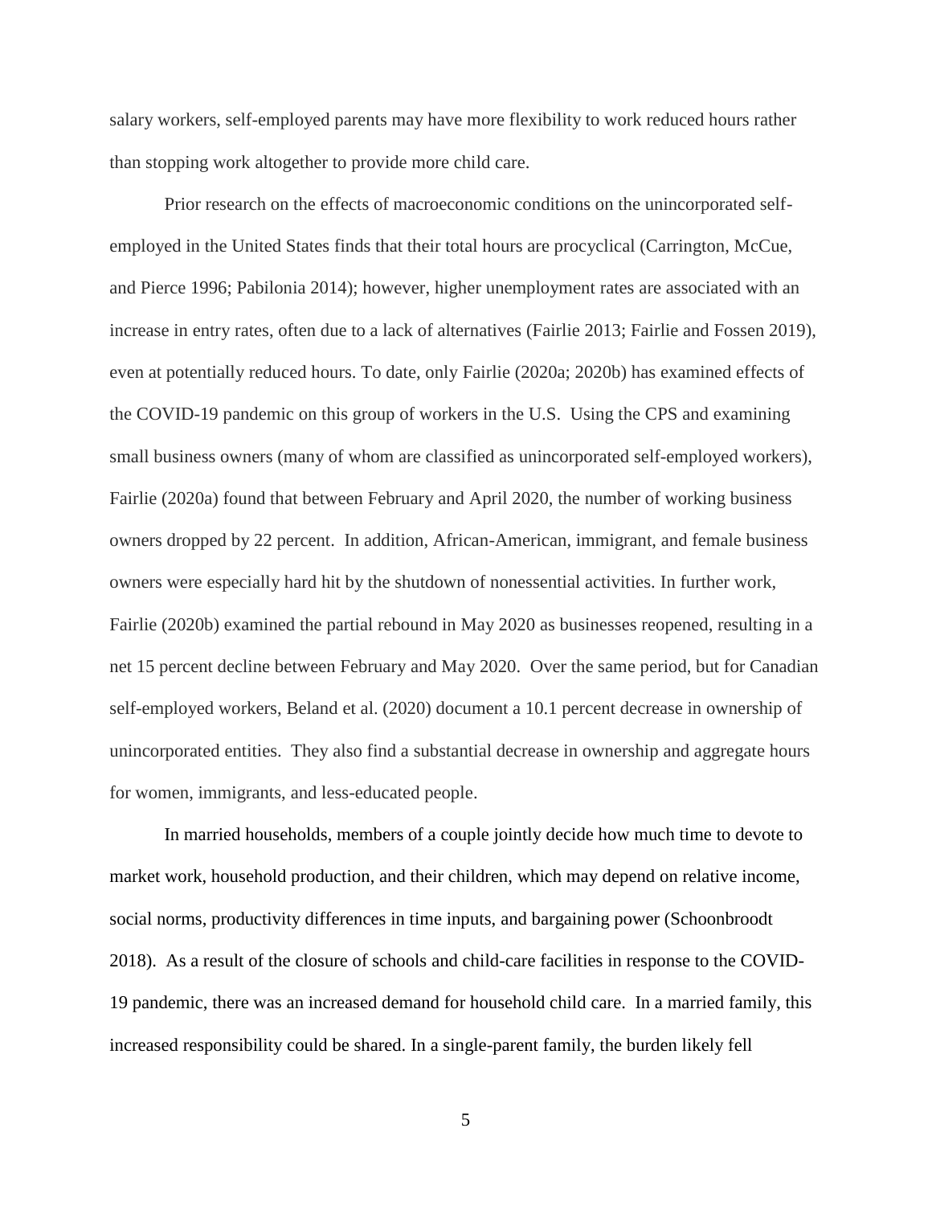salary workers, self-employed parents may have more flexibility to work reduced hours rather than stopping work altogether to provide more child care.

Prior research on the effects of macroeconomic conditions on the unincorporated self-employed in the United States finds that their total hours are procyclical (Carrington, McCue, and Pierce 1996; Pabilonia 2014); however, higher unemployment rates are associated with an increase in entry rates, often due to a lack of alternatives (Fairlie 2013; Fairlie and Fossen 2019), even at potentially reduced hours. To date, only Fairlie (2020a; 2020b) has examined effects of the COVID-19 pandemic on this group of workers in the U.S. Using the CPS and examining small business owners (many of whom are classified as unincorporated self-employed workers), Fairlie (2020a) found that between February and April 2020, the number of working business owners dropped by 22 percent. In addition, African-American, immigrant, and female business owners were especially hard hit by the shutdown of nonessential activities. In further work, Fairlie (2020b) examined the partial rebound in May 2020 as businesses reopened, resulting in a net 15 percent decline between February and May 2020. Over the same period, but for Canadian self-employed workers, Beland et al. (2020) document a 10.1 percent decrease in ownership of unincorporated entities. They also find a substantial decrease in ownership and aggregate hours for women, immigrants, and less-educated people.

In married households, members of a couple jointly decide how much time to devote to market work, household production, and their children, which may depend on relative income, social norms, productivity differences in time inputs, and bargaining power (Schoonbroodt 2018). As a result of the closure of schools and child-care facilities in response to the COVID-19 pandemic, there was an increased demand for household child care. In a married family, this increased responsibility could be shared. In a single-parent family, the burden likely fell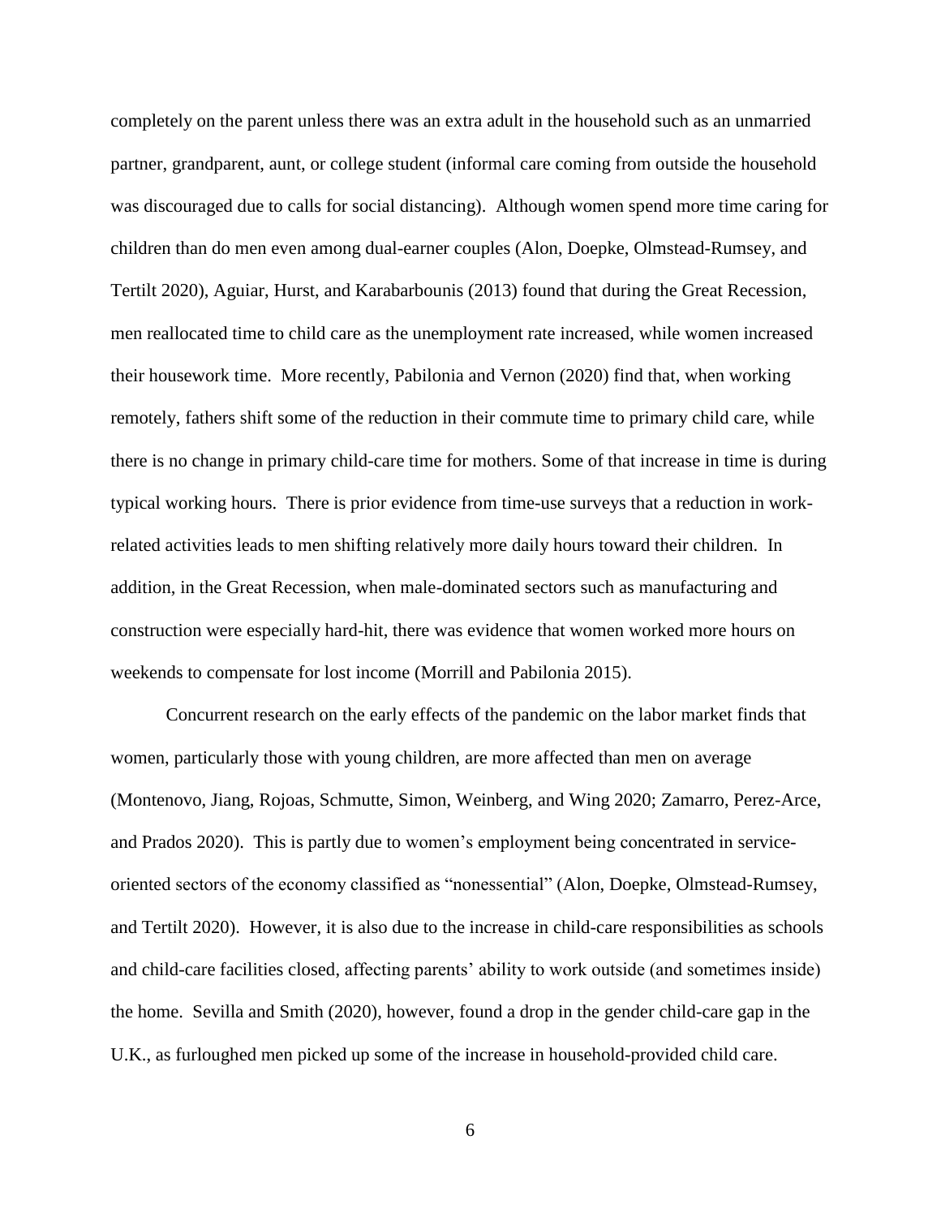completely on the parent unless there was an extra adult in the household such as an unmarried partner, grandparent, aunt, or college student (informal care coming from outside the household was discouraged due to calls for social distancing). Although women spend more time caring for children than do men even among dual-earner couples (Alon, Doepke, Olmstead-Rumsey, and Tertilt 2020), Aguiar, Hurst, and Karabarbounis (2013) found that during the Great Recession, men reallocated time to child care as the unemployment rate increased, while women increased their housework time. More recently, Pabilonia and Vernon (2020) find that, when working remotely, fathers shift some of the reduction in their commute time to primary child care, while there is no change in primary child-care time for mothers. Some of that increase in time is during typical working hours. There is prior evidence from time-use surveys that a reduction in work-related activities leads to men shifting relatively more daily hours toward their children. In addition, in the Great Recession, when male-dominated sectors such as manufacturing and construction were especially hard-hit, there was evidence that women worked more hours on weekends to compensate for lost income (Morrill and Pabilonia 2015).

Concurrent research on the early effects of the pandemic on the labor market finds that women, particularly those with young children, are more affected than men on average (Montenovo, Jiang, Rojoas, Schmutte, Simon, Weinberg, and Wing 2020; Zamarro, Perez-Arce, and Prados 2020). This is partly due to women's employment being concentrated in service-oriented sectors of the economy classified as "nonessential" (Alon, Doepke, Olmstead-Rumsey, and Tertilt 2020). However, it is also due to the increase in child-care responsibilities as schools and child-care facilities closed, affecting parents' ability to work outside (and sometimes inside) the home. Sevilla and Smith (2020), however, found a drop in the gender child-care gap in the U.K., as furloughed men picked up some of the increase in household-provided child care.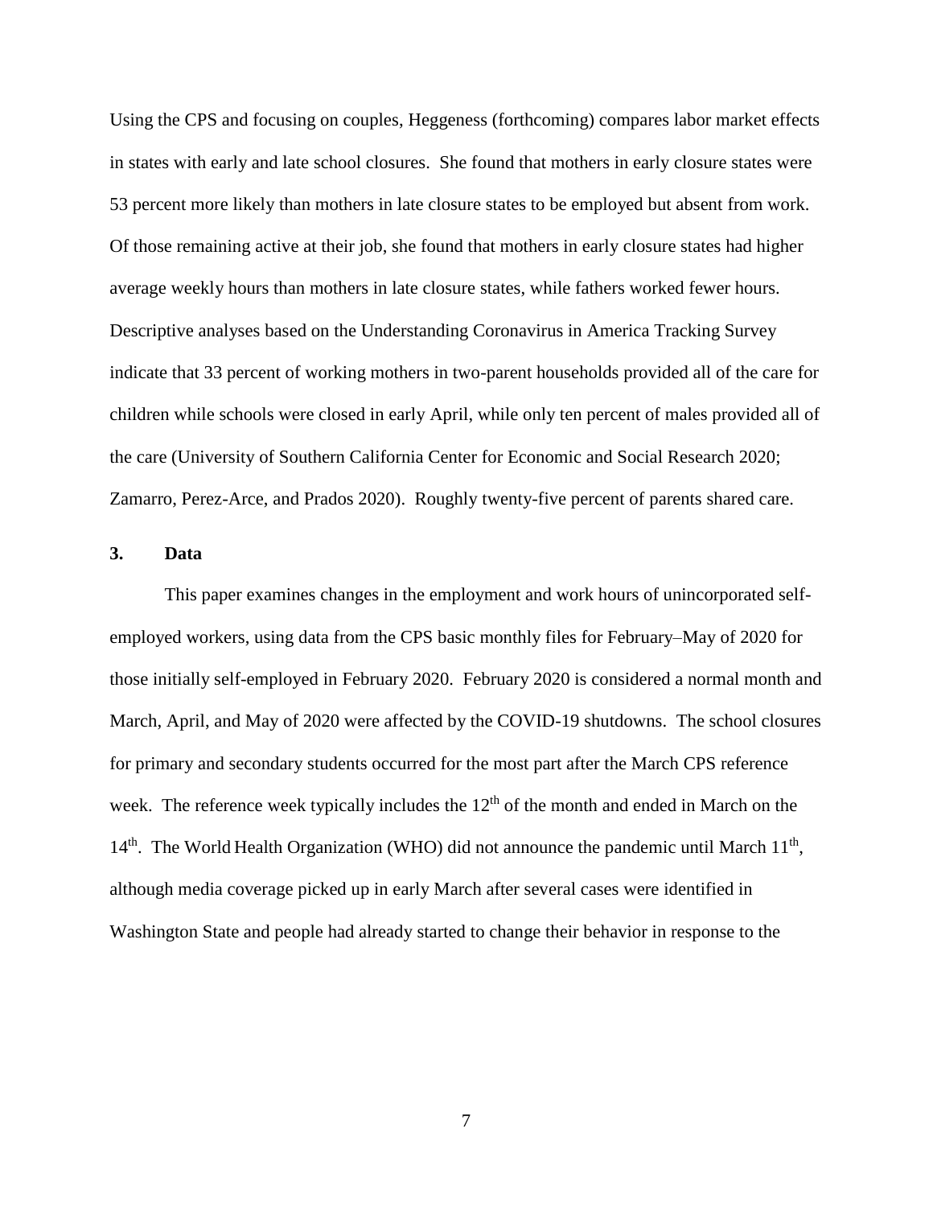Using the CPS and focusing on couples, Heggeness (forthcoming) compares labor market effects in states with early and late school closures. She found that mothers in early closure states were 53 percent more likely than mothers in late closure states to be employed but absent from work. Of those remaining active at their job, she found that mothers in early closure states had higher average weekly hours than mothers in late closure states, while fathers worked fewer hours. Descriptive analyses based on the Understanding Coronavirus in America Tracking Survey indicate that 33 percent of working mothers in two-parent households provided all of the care for children while schools were closed in early April, while only ten percent of males provided all of the care (University of Southern California Center for Economic and Social Research 2020; Zamarro, Perez-Arce, and Prados 2020). Roughly twenty-five percent of parents shared care.

## 3. Data

This paper examines changes in the employment and work hours of unincorporated self-employed workers, using data from the CPS basic monthly files for February–May of 2020 for those initially self-employed in February 2020. February 2020 is considered a normal month and March, April, and May of 2020 were affected by the COVID-19 shutdowns. The school closures for primary and secondary students occurred for the most part after the March CPS reference week. The reference week typically includes the 12th of the month and ended in March on the 14th. The World Health Organization (WHO) did not announce the pandemic until March 11th, although media coverage picked up in early March after several cases were identified in Washington State and people had already started to change their behavior in response to the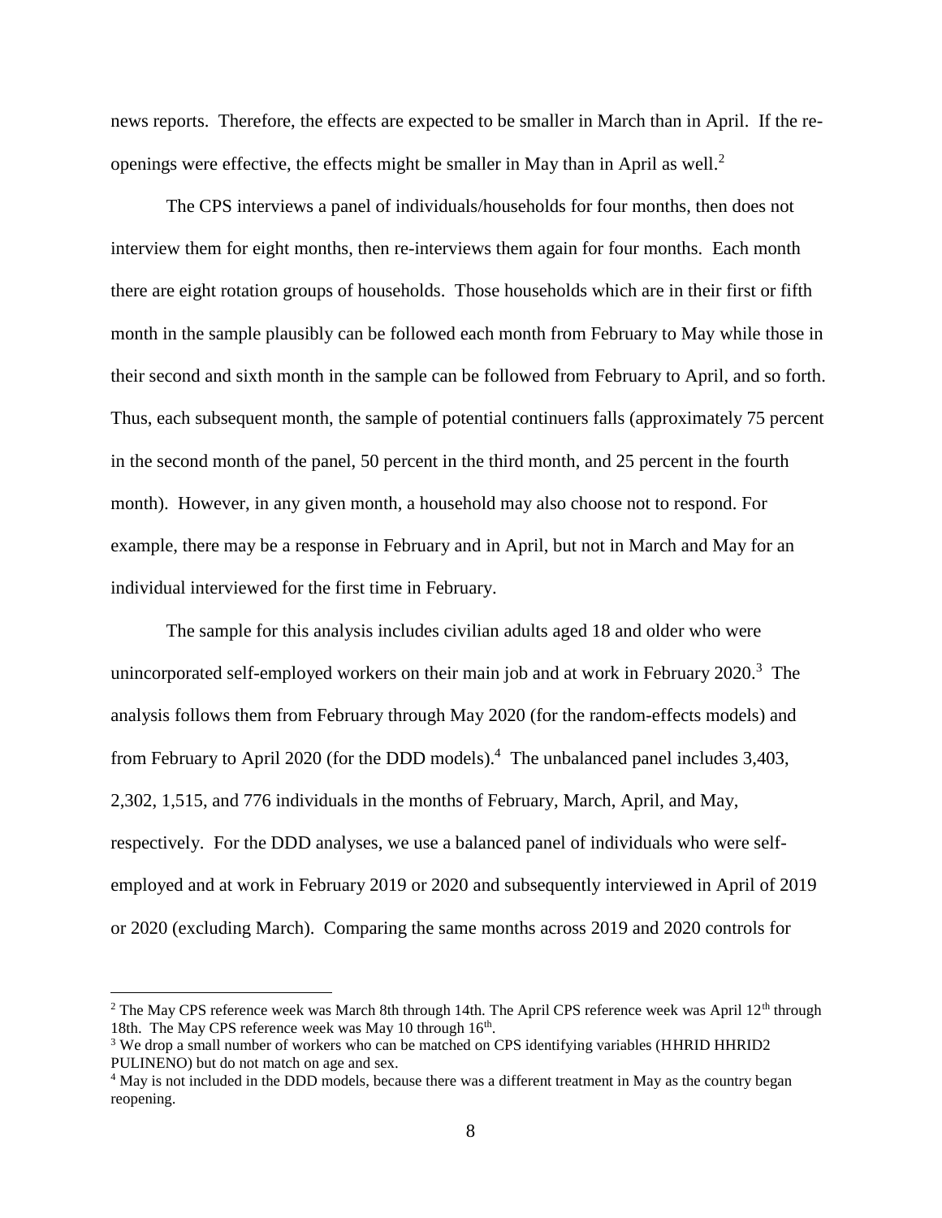news reports. Therefore, the effects are expected to be smaller in March than in April. If the re-openings were effective, the effects might be smaller in May than in April as well.[2]

The CPS interviews a panel of individuals/households for four months, then does not interview them for eight months, then re-interviews them again for four months. Each month there are eight rotation groups of households. Those households which are in their first or fifth month in the sample plausibly can be followed each month from February to May while those in their second and sixth month in the sample can be followed from February to April, and so forth. Thus, each subsequent month, the sample of potential continuers falls (approximately 75 percent in the second month of the panel, 50 percent in the third month, and 25 percent in the fourth month). However, in any given month, a household may also choose not to respond. For example, there may be a response in February and in April, but not in March and May for an individual interviewed for the first time in February.

The sample for this analysis includes civilian adults aged 18 and older who were unincorporated self-employed workers on their main job and at work in February 2020.[3] The analysis follows them from February through May 2020 (for the random-effects models) and from February to April 2020 (for the DDD models).[4] The unbalanced panel includes 3,403, 2,302, 1,515, and 776 individuals in the months of February, March, April, and May, respectively. For the DDD analyses, we use a balanced panel of individuals who were self-employed and at work in February 2019 or 2020 and subsequently interviewed in April of 2019 or 2020 (excluding March). Comparing the same months across 2019 and 2020 controls for

[2] The May CPS reference week was March 8th through 14th. The April CPS reference week was April 12th through 18th. The May CPS reference week was May 10 through 16th.

[3] We drop a small number of workers who can be matched on CPS identifying variables (HHRID HHRID2 PULINENO) but do not match on age and sex.

[4] May is not included in the DDD models, because there was a different treatment in May as the country began reopening.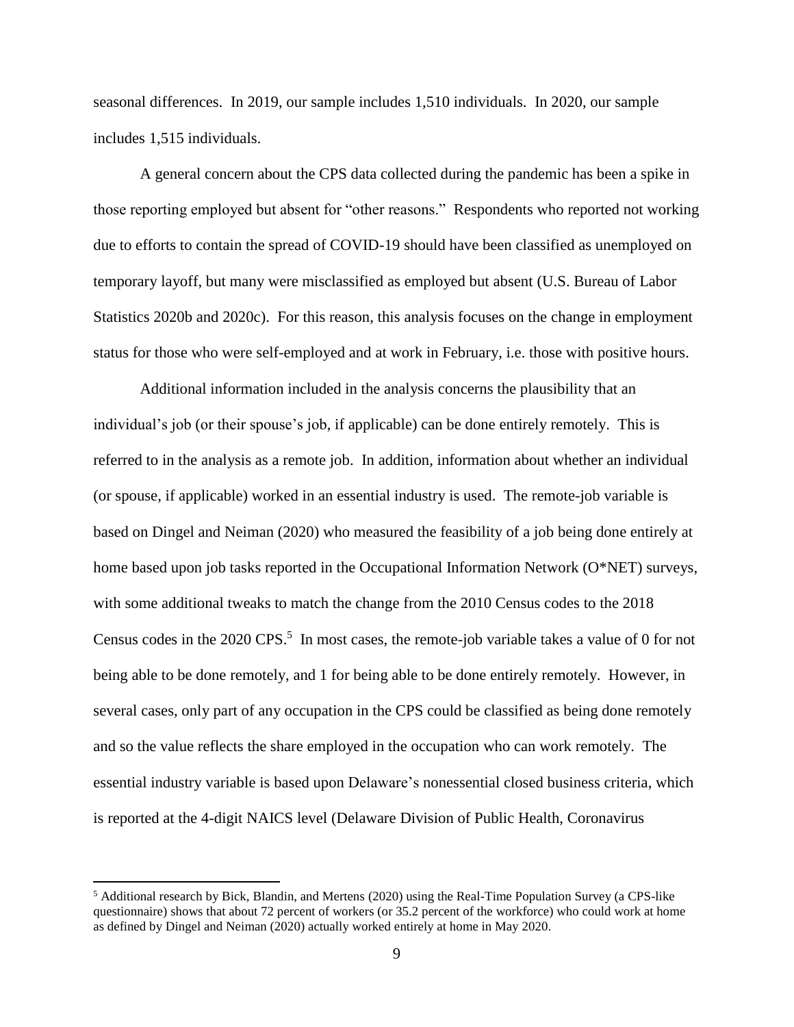seasonal differences. In 2019, our sample includes 1,510 individuals. In 2020, our sample includes 1,515 individuals.

A general concern about the CPS data collected during the pandemic has been a spike in those reporting employed but absent for "other reasons." Respondents who reported not working due to efforts to contain the spread of COVID-19 should have been classified as unemployed on temporary layoff, but many were misclassified as employed but absent (U.S. Bureau of Labor Statistics 2020b and 2020c). For this reason, this analysis focuses on the change in employment status for those who were self-employed and at work in February, i.e. those with positive hours.

Additional information included in the analysis concerns the plausibility that an individual's job (or their spouse's job, if applicable) can be done entirely remotely. This is referred to in the analysis as a remote job. In addition, information about whether an individual (or spouse, if applicable) worked in an essential industry is used. The remote-job variable is based on Dingel and Neiman (2020) who measured the feasibility of a job being done entirely at home based upon job tasks reported in the Occupational Information Network (O*NET) surveys, with some additional tweaks to match the change from the 2010 Census codes to the 2018 Census codes in the 2020 CPS.[5] In most cases, the remote-job variable takes a value of 0 for not being able to be done remotely, and 1 for being able to be done entirely remotely. However, in several cases, only part of any occupation in the CPS could be classified as being done remotely and so the value reflects the share employed in the occupation who can work remotely. The essential industry variable is based upon Delaware's nonessential closed business criteria, which is reported at the 4-digit NAICS level (Delaware Division of Public Health, Coronavirus

[5] Additional research by Bick, Blandin, and Mertens (2020) using the Real-Time Population Survey (a CPS-like questionnaire) shows that about 72 percent of workers (or 35.2 percent of the workforce) who could work at home as defined by Dingel and Neiman (2020) actually worked entirely at home in May 2020.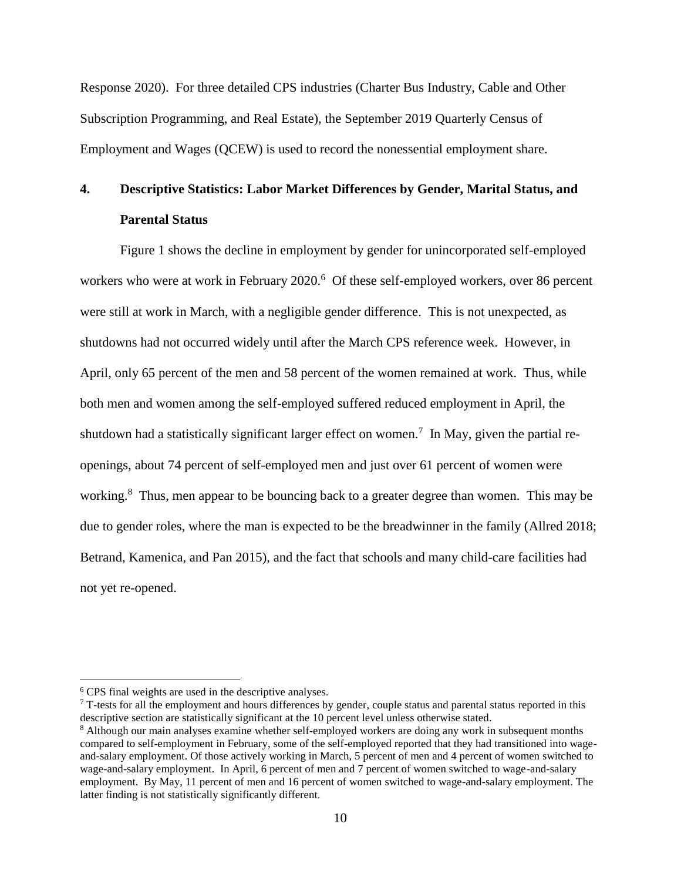Response 2020). For three detailed CPS industries (Charter Bus Industry, Cable and Other Subscription Programming, and Real Estate), the September 2019 Quarterly Census of Employment and Wages (QCEW) is used to record the nonessential employment share.

## 4. Descriptive Statistics: Labor Market Differences by Gender, Marital Status, and Parental Status

Figure 1 shows the decline in employment by gender for unincorporated self-employed workers who were at work in February 2020.[6] Of these self-employed workers, over 86 percent were still at work in March, with a negligible gender difference. This is not unexpected, as shutdowns had not occurred widely until after the March CPS reference week. However, in April, only 65 percent of the men and 58 percent of the women remained at work. Thus, while both men and women among the self-employed suffered reduced employment in April, the shutdown had a statistically significant larger effect on women.[7] In May, given the partial re-openings, about 74 percent of self-employed men and just over 61 percent of women were working.[8] Thus, men appear to be bouncing back to a greater degree than women. This may be due to gender roles, where the man is expected to be the breadwinner in the family (Allred 2018; Betrand, Kamenica, and Pan 2015), and the fact that schools and many child-care facilities had not yet re-opened.

[6] CPS final weights are used in the descriptive analyses.

[7] T-tests for all the employment and hours differences by gender, couple status and parental status reported in this descriptive section are statistically significant at the 10 percent level unless otherwise stated.

[8] Although our main analyses examine whether self-employed workers are doing any work in subsequent months compared to self-employment in February, some of the self-employed reported that they had transitioned into wage-and-salary employment. Of those actively working in March, 5 percent of men and 4 percent of women switched to wage-and-salary employment. In April, 6 percent of men and 7 percent of women switched to wage-and-salary employment. By May, 11 percent of men and 16 percent of women switched to wage-and-salary employment. The latter finding is not statistically significantly different.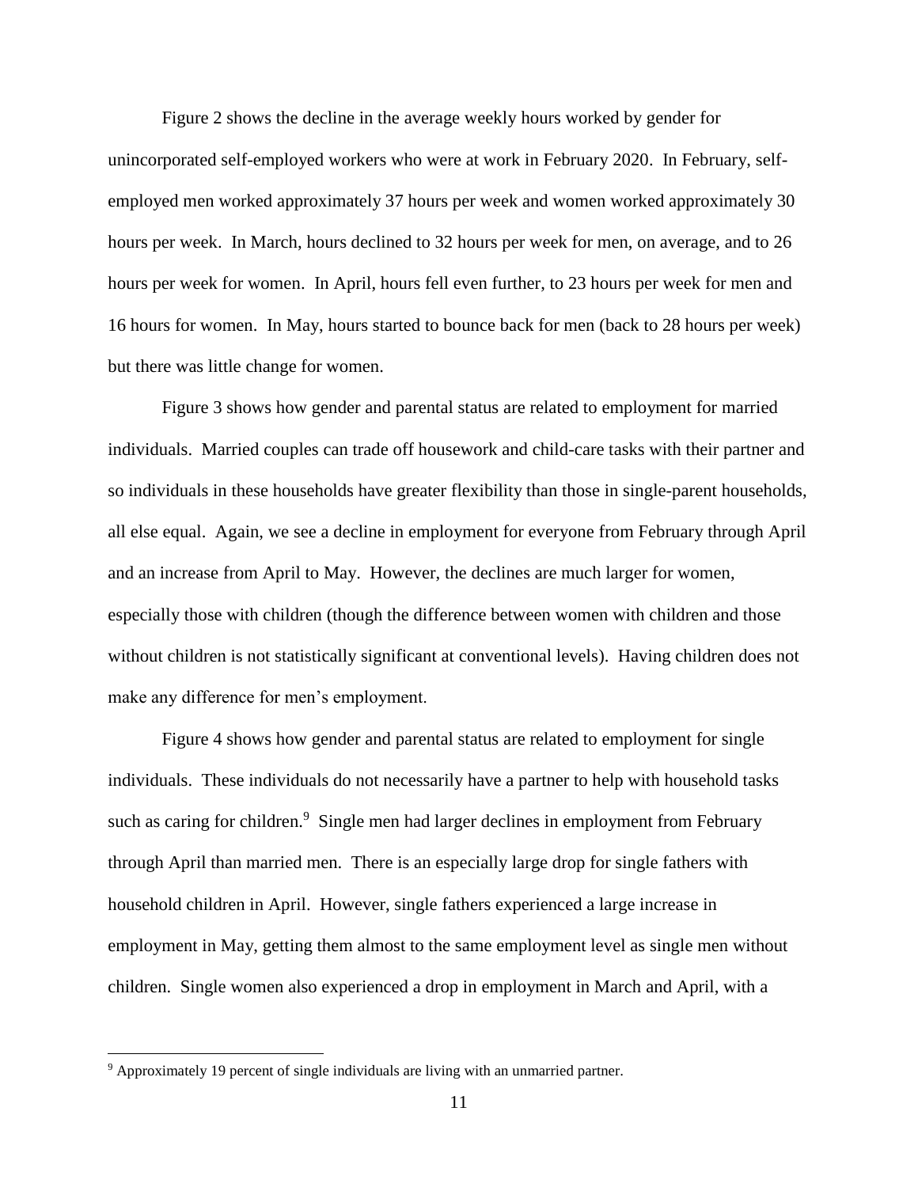Figure 2 shows the decline in the average weekly hours worked by gender for unincorporated self-employed workers who were at work in February 2020. In February, self-employed men worked approximately 37 hours per week and women worked approximately 30 hours per week. In March, hours declined to 32 hours per week for men, on average, and to 26 hours per week for women. In April, hours fell even further, to 23 hours per week for men and 16 hours for women. In May, hours started to bounce back for men (back to 28 hours per week) but there was little change for women.

Figure 3 shows how gender and parental status are related to employment for married individuals. Married couples can trade off housework and child-care tasks with their partner and so individuals in these households have greater flexibility than those in single-parent households, all else equal. Again, we see a decline in employment for everyone from February through April and an increase from April to May. However, the declines are much larger for women, especially those with children (though the difference between women with children and those without children is not statistically significant at conventional levels). Having children does not make any difference for men's employment.

Figure 4 shows how gender and parental status are related to employment for single individuals. These individuals do not necessarily have a partner to help with household tasks such as caring for children.[9] Single men had larger declines in employment from February through April than married men. There is an especially large drop for single fathers with household children in April. However, single fathers experienced a large increase in employment in May, getting them almost to the same employment level as single men without children. Single women also experienced a drop in employment in March and April, with a

[9] Approximately 19 percent of single individuals are living with an unmarried partner.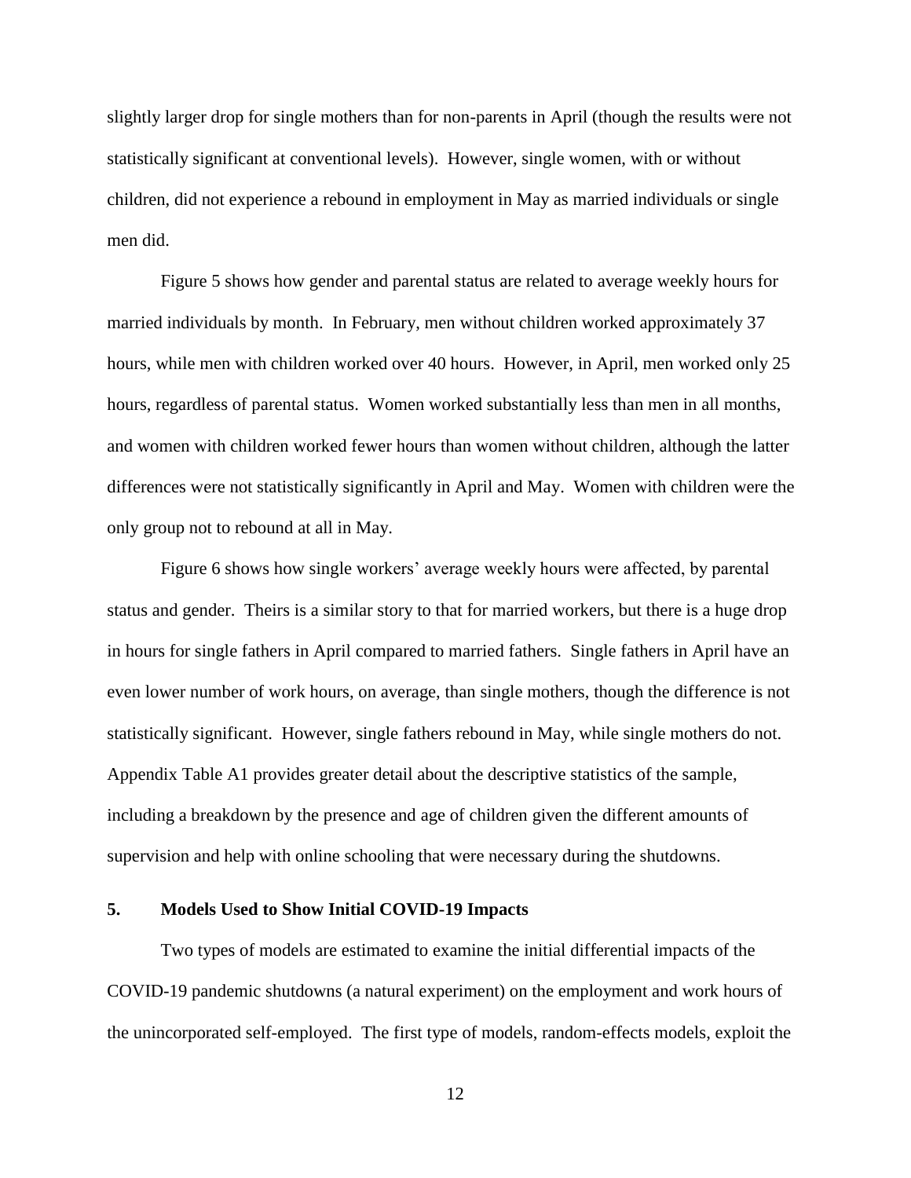slightly larger drop for single mothers than for non-parents in April (though the results were not statistically significant at conventional levels). However, single women, with or without children, did not experience a rebound in employment in May as married individuals or single men did.

Figure 5 shows how gender and parental status are related to average weekly hours for married individuals by month. In February, men without children worked approximately 37 hours, while men with children worked over 40 hours. However, in April, men worked only 25 hours, regardless of parental status. Women worked substantially less than men in all months, and women with children worked fewer hours than women without children, although the latter differences were not statistically significantly in April and May. Women with children were the only group not to rebound at all in May.

Figure 6 shows how single workers' average weekly hours were affected, by parental status and gender. Theirs is a similar story to that for married workers, but there is a huge drop in hours for single fathers in April compared to married fathers. Single fathers in April have an even lower number of work hours, on average, than single mothers, though the difference is not statistically significant. However, single fathers rebound in May, while single mothers do not. Appendix Table A1 provides greater detail about the descriptive statistics of the sample, including a breakdown by the presence and age of children given the different amounts of supervision and help with online schooling that were necessary during the shutdowns.

## 5. Models Used to Show Initial COVID-19 Impacts

Two types of models are estimated to examine the initial differential impacts of the COVID-19 pandemic shutdowns (a natural experiment) on the employment and work hours of the unincorporated self-employed. The first type of models, random-effects models, exploit the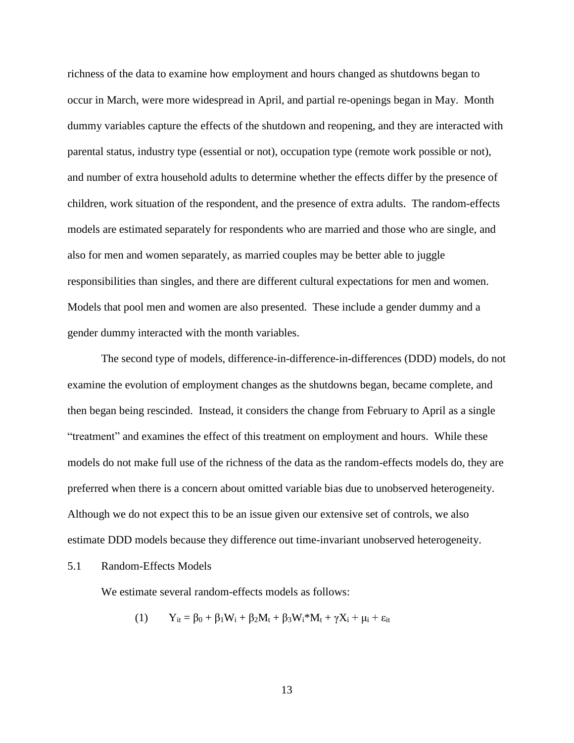richness of the data to examine how employment and hours changed as shutdowns began to occur in March, were more widespread in April, and partial re-openings began in May. Month dummy variables capture the effects of the shutdown and reopening, and they are interacted with parental status, industry type (essential or not), occupation type (remote work possible or not), and number of extra household adults to determine whether the effects differ by the presence of children, work situation of the respondent, and the presence of extra adults. The random-effects models are estimated separately for respondents who are married and those who are single, and also for men and women separately, as married couples may be better able to juggle responsibilities than singles, and there are different cultural expectations for men and women. Models that pool men and women are also presented. These include a gender dummy and a gender dummy interacted with the month variables.

The second type of models, difference-in-difference-in-differences (DDD) models, do not examine the evolution of employment changes as the shutdowns began, became complete, and then began being rescinded. Instead, it considers the change from February to April as a single "treatment" and examines the effect of this treatment on employment and hours. While these models do not make full use of the richness of the data as the random-effects models do, they are preferred when there is a concern about omitted variable bias due to unobserved heterogeneity. Although we do not expect this to be an issue given our extensive set of controls, we also estimate DDD models because they difference out time-invariant unobserved heterogeneity.

## 5.1 Random-Effects Models

We estimate several random-effects models as follows:

$$(1) \qquad Y_{it} = \beta_0 + \beta_1 W_i + \beta_2 M_t + \beta_3 W_i{*}M_t + \gamma X_i + \mu_i + \varepsilon_{it}$$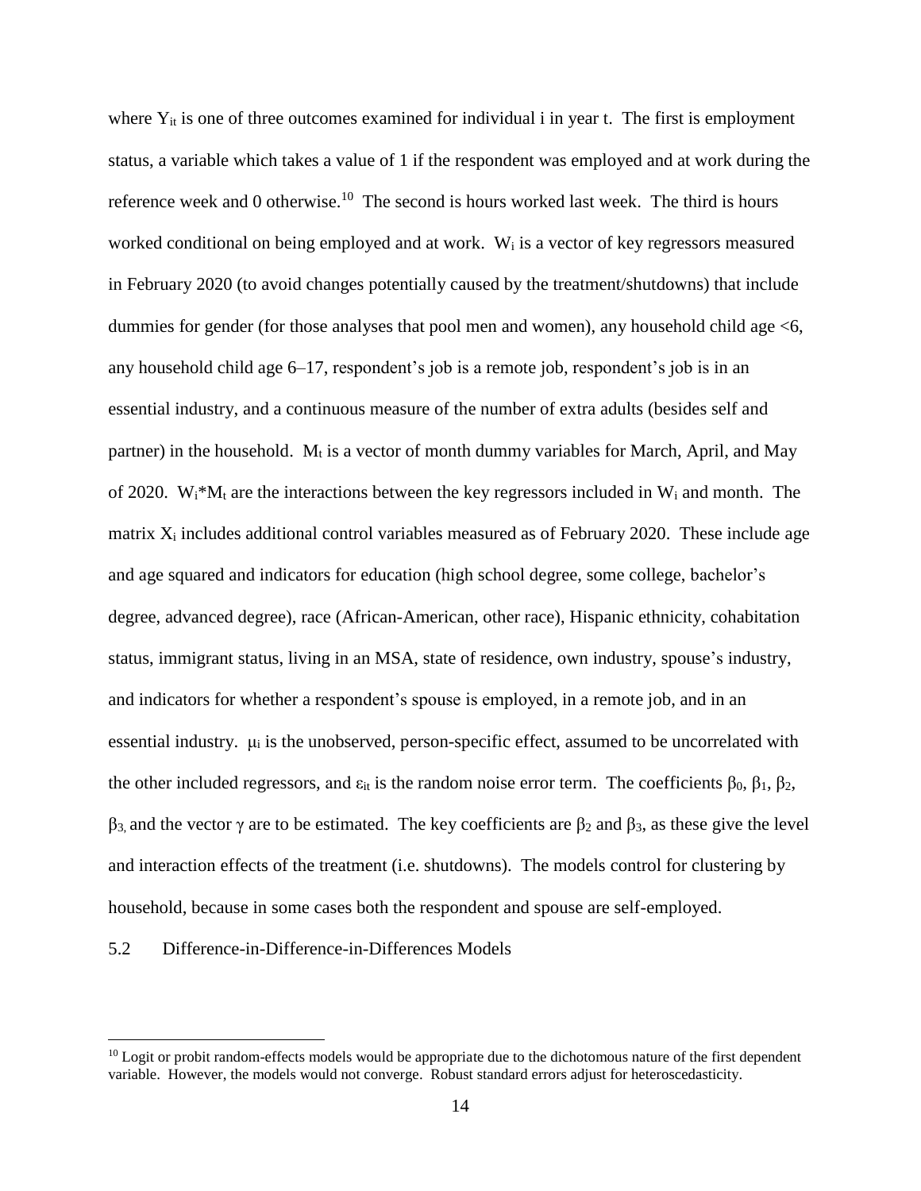where $Y_{it}$ is one of three outcomes examined for individual i in year t. The first is employment status, a variable which takes a value of 1 if the respondent was employed and at work during the reference week and 0 otherwise.[10] The second is hours worked last week. The third is hours worked conditional on being employed and at work. $W_i$ is a vector of key regressors measured in February 2020 (to avoid changes potentially caused by the treatment/shutdowns) that include dummies for gender (for those analyses that pool men and women), any household child age <6, any household child age 6–17, respondent's job is a remote job, respondent's job is in an essential industry, and a continuous measure of the number of extra adults (besides self and partner) in the household. $M_t$ is a vector of month dummy variables for March, April, and May of 2020. $W_i$*$M_t$ are the interactions between the key regressors included in $W_i$ and month. The matrix $X_i$ includes additional control variables measured as of February 2020. These include age and age squared and indicators for education (high school degree, some college, bachelor's degree, advanced degree), race (African-American, other race), Hispanic ethnicity, cohabitation status, immigrant status, living in an MSA, state of residence, own industry, spouse's industry, and indicators for whether a respondent's spouse is employed, in a remote job, and in an essential industry. $\mu_i$ is the unobserved, person-specific effect, assumed to be uncorrelated with the other included regressors, and $\varepsilon_{it}$ is the random noise error term. The coefficients $\beta_0$, $\beta_1$, $\beta_2$, $\beta_3$, and the vector $\gamma$ are to be estimated. The key coefficients are $\beta_2$ and $\beta_3$, as these give the level and interaction effects of the treatment (i.e. shutdowns). The models control for clustering by household, because in some cases both the respondent and spouse are self-employed.

## 5.2 Difference-in-Difference-in-Differences Models

[10] Logit or probit random-effects models would be appropriate due to the dichotomous nature of the first dependent variable. However, the models would not converge. Robust standard errors adjust for heteroscedasticity.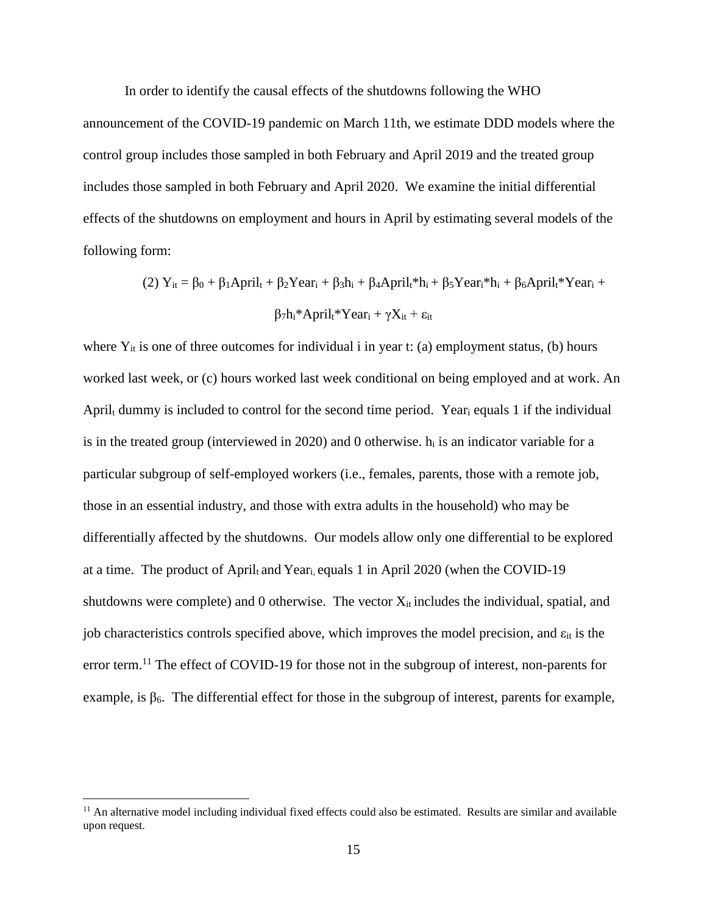In order to identify the causal effects of the shutdowns following the WHO announcement of the COVID-19 pandemic on March 11th, we estimate DDD models where the control group includes those sampled in both February and April 2019 and the treated group includes those sampled in both February and April 2020. We examine the initial differential effects of the shutdowns on employment and hours in April by estimating several models of the following form:

$$(2)\ Y_{it} = \beta_0 + \beta_1 April_t + \beta_2 Year_i + \beta_3 h_i + \beta_4 April_t{*}h_i + \beta_5 Year_i{*}h_i + \beta_6 April_t{*}Year_i + \beta_7 h_i{*}April_t{*}Year_i + \gamma X_{it} + \varepsilon_{it}$$

where $Y_{it}$ is one of three outcomes for individual i in year t: (a) employment status, (b) hours worked last week, or (c) hours worked last week conditional on being employed and at work. An $April_t$ dummy is included to control for the second time period. $Year_i$ equals 1 if the individual is in the treated group (interviewed in 2020) and 0 otherwise. $h_i$ is an indicator variable for a particular subgroup of self-employed workers (i.e., females, parents, those with a remote job, those in an essential industry, and those with extra adults in the household) who may be differentially affected by the shutdowns. Our models allow only one differential to be explored at a time. The product of $April_t$ and $Year_i$, equals 1 in April 2020 (when the COVID-19 shutdowns were complete) and 0 otherwise. The vector $X_{it}$ includes the individual, spatial, and job characteristics controls specified above, which improves the model precision, and $\varepsilon_{it}$ is the error term.[11] The effect of COVID-19 for those not in the subgroup of interest, non-parents for example, is $\beta_6$. The differential effect for those in the subgroup of interest, parents for example,

[11] An alternative model including individual fixed effects could also be estimated. Results are similar and available upon request.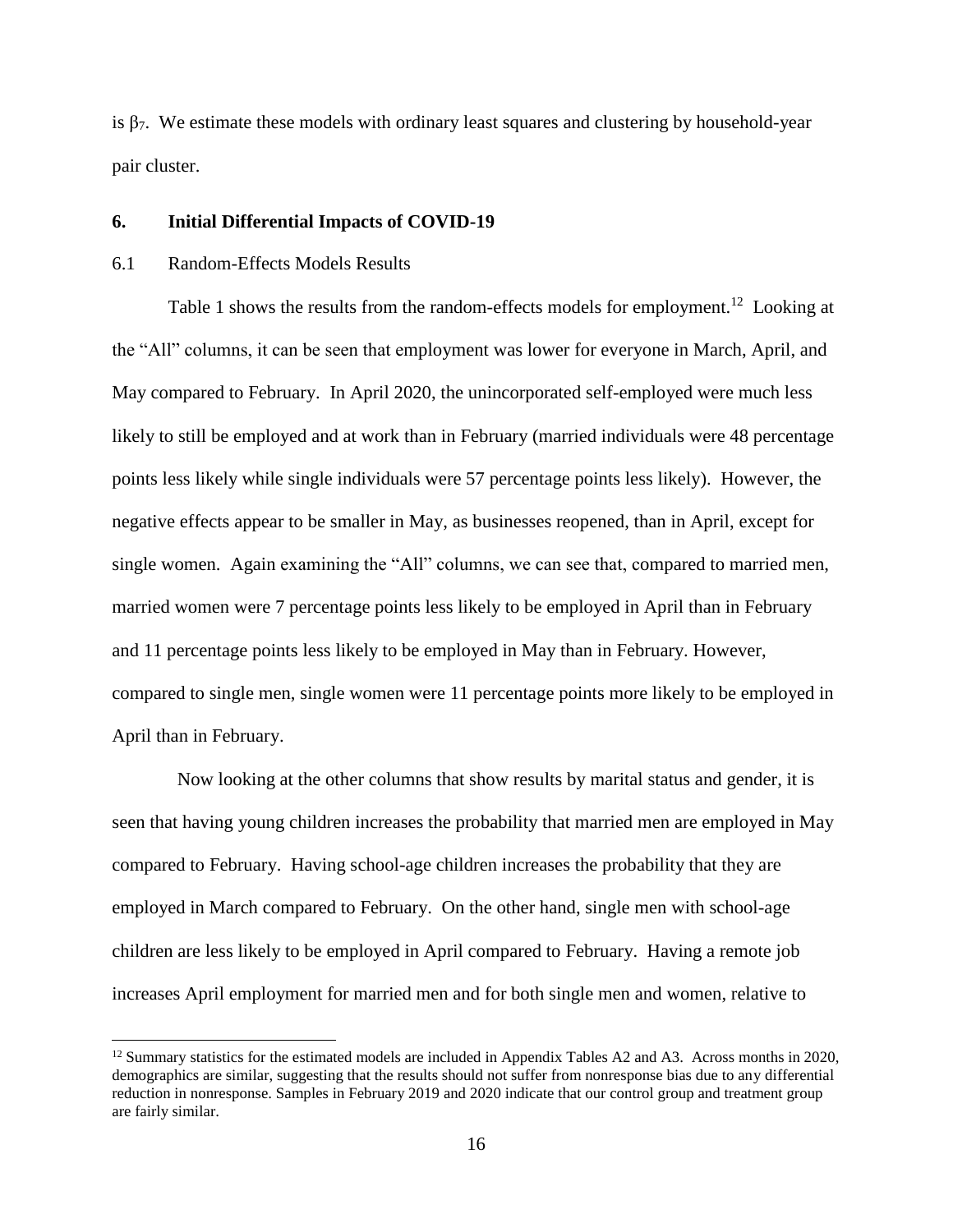is $\beta_7$. We estimate these models with ordinary least squares and clustering by household-year pair cluster.

## 6. Initial Differential Impacts of COVID-19

### 6.1 Random-Effects Models Results

Table 1 shows the results from the random-effects models for employment.[12] Looking at the "All" columns, it can be seen that employment was lower for everyone in March, April, and May compared to February. In April 2020, the unincorporated self-employed were much less likely to still be employed and at work than in February (married individuals were 48 percentage points less likely while single individuals were 57 percentage points less likely). However, the negative effects appear to be smaller in May, as businesses reopened, than in April, except for single women. Again examining the "All" columns, we can see that, compared to married men, married women were 7 percentage points less likely to be employed in April than in February and 11 percentage points less likely to be employed in May than in February. However, compared to single men, single women were 11 percentage points more likely to be employed in April than in February.

Now looking at the other columns that show results by marital status and gender, it is seen that having young children increases the probability that married men are employed in May compared to February. Having school-age children increases the probability that they are employed in March compared to February. On the other hand, single men with school-age children are less likely to be employed in April compared to February. Having a remote job increases April employment for married men and for both single men and women, relative to

[12] Summary statistics for the estimated models are included in Appendix Tables A2 and A3. Across months in 2020, demographics are similar, suggesting that the results should not suffer from nonresponse bias due to any differential reduction in nonresponse. Samples in February 2019 and 2020 indicate that our control group and treatment group are fairly similar.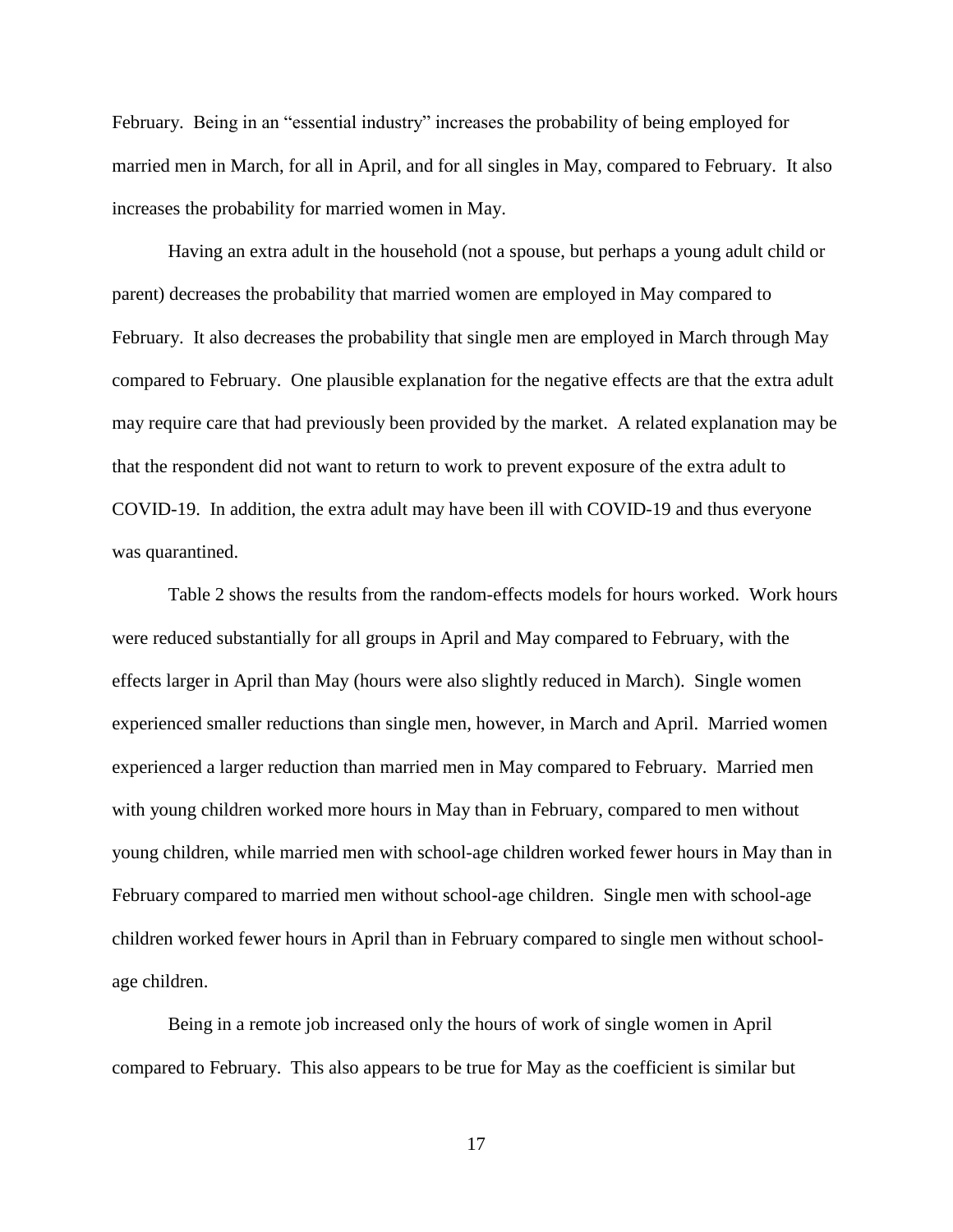February. Being in an "essential industry" increases the probability of being employed for married men in March, for all in April, and for all singles in May, compared to February. It also increases the probability for married women in May.

Having an extra adult in the household (not a spouse, but perhaps a young adult child or parent) decreases the probability that married women are employed in May compared to February. It also decreases the probability that single men are employed in March through May compared to February. One plausible explanation for the negative effects are that the extra adult may require care that had previously been provided by the market. A related explanation may be that the respondent did not want to return to work to prevent exposure of the extra adult to COVID-19. In addition, the extra adult may have been ill with COVID-19 and thus everyone was quarantined.

Table 2 shows the results from the random-effects models for hours worked. Work hours were reduced substantially for all groups in April and May compared to February, with the effects larger in April than May (hours were also slightly reduced in March). Single women experienced smaller reductions than single men, however, in March and April. Married women experienced a larger reduction than married men in May compared to February. Married men with young children worked more hours in May than in February, compared to men without young children, while married men with school-age children worked fewer hours in May than in February compared to married men without school-age children. Single men with school-age children worked fewer hours in April than in February compared to single men without school-age children.

Being in a remote job increased only the hours of work of single women in April compared to February. This also appears to be true for May as the coefficient is similar but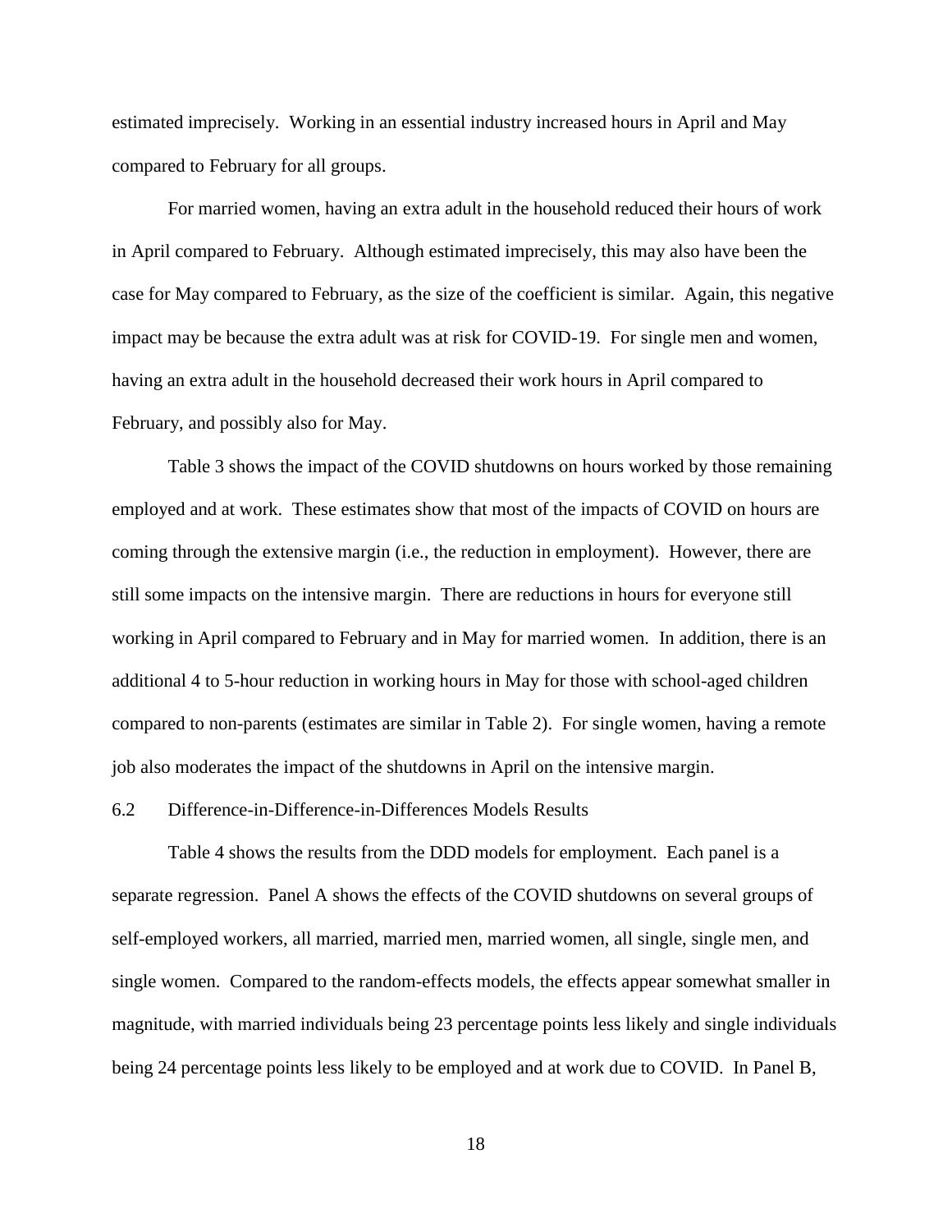estimated imprecisely. Working in an essential industry increased hours in April and May compared to February for all groups.

For married women, having an extra adult in the household reduced their hours of work in April compared to February. Although estimated imprecisely, this may also have been the case for May compared to February, as the size of the coefficient is similar. Again, this negative impact may be because the extra adult was at risk for COVID-19. For single men and women, having an extra adult in the household decreased their work hours in April compared to February, and possibly also for May.

Table 3 shows the impact of the COVID shutdowns on hours worked by those remaining employed and at work. These estimates show that most of the impacts of COVID on hours are coming through the extensive margin (i.e., the reduction in employment). However, there are still some impacts on the intensive margin. There are reductions in hours for everyone still working in April compared to February and in May for married women. In addition, there is an additional 4 to 5-hour reduction in working hours in May for those with school-aged children compared to non-parents (estimates are similar in Table 2). For single women, having a remote job also moderates the impact of the shutdowns in April on the intensive margin.

### 6.2 Difference-in-Difference-in-Differences Models Results

Table 4 shows the results from the DDD models for employment. Each panel is a separate regression. Panel A shows the effects of the COVID shutdowns on several groups of self-employed workers, all married, married men, married women, all single, single men, and single women. Compared to the random-effects models, the effects appear somewhat smaller in magnitude, with married individuals being 23 percentage points less likely and single individuals being 24 percentage points less likely to be employed and at work due to COVID. In Panel B,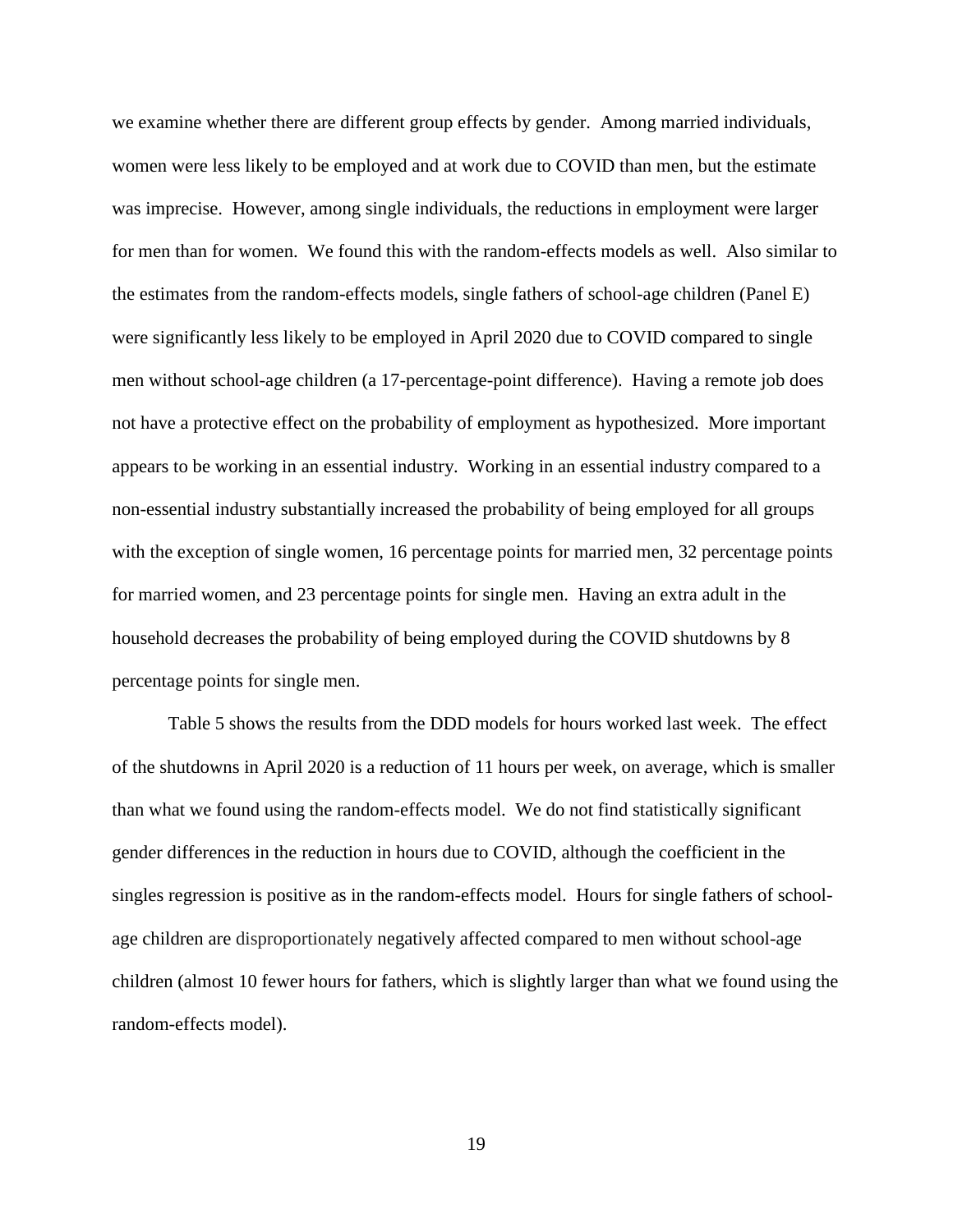we examine whether there are different group effects by gender. Among married individuals, women were less likely to be employed and at work due to COVID than men, but the estimate was imprecise. However, among single individuals, the reductions in employment were larger for men than for women. We found this with the random-effects models as well. Also similar to the estimates from the random-effects models, single fathers of school-age children (Panel E) were significantly less likely to be employed in April 2020 due to COVID compared to single men without school-age children (a 17-percentage-point difference). Having a remote job does not have a protective effect on the probability of employment as hypothesized. More important appears to be working in an essential industry. Working in an essential industry compared to a non-essential industry substantially increased the probability of being employed for all groups with the exception of single women, 16 percentage points for married men, 32 percentage points for married women, and 23 percentage points for single men. Having an extra adult in the household decreases the probability of being employed during the COVID shutdowns by 8 percentage points for single men.

Table 5 shows the results from the DDD models for hours worked last week. The effect of the shutdowns in April 2020 is a reduction of 11 hours per week, on average, which is smaller than what we found using the random-effects model. We do not find statistically significant gender differences in the reduction in hours due to COVID, although the coefficient in the singles regression is positive as in the random-effects model. Hours for single fathers of school-age children are disproportionately negatively affected compared to men without school-age children (almost 10 fewer hours for fathers, which is slightly larger than what we found using the random-effects model).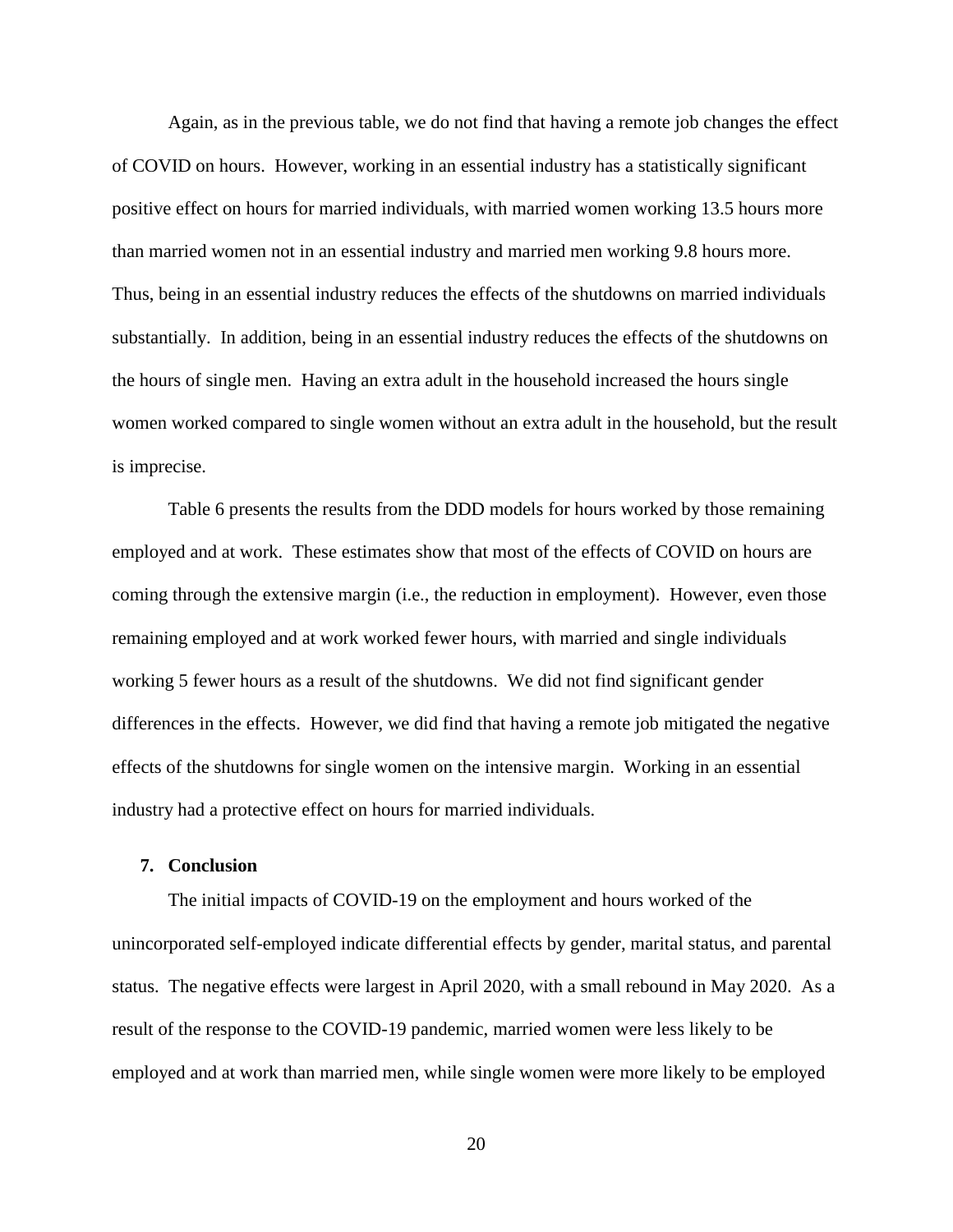Again, as in the previous table, we do not find that having a remote job changes the effect of COVID on hours. However, working in an essential industry has a statistically significant positive effect on hours for married individuals, with married women working 13.5 hours more than married women not in an essential industry and married men working 9.8 hours more. Thus, being in an essential industry reduces the effects of the shutdowns on married individuals substantially. In addition, being in an essential industry reduces the effects of the shutdowns on the hours of single men. Having an extra adult in the household increased the hours single women worked compared to single women without an extra adult in the household, but the result is imprecise.

Table 6 presents the results from the DDD models for hours worked by those remaining employed and at work. These estimates show that most of the effects of COVID on hours are coming through the extensive margin (i.e., the reduction in employment). However, even those remaining employed and at work worked fewer hours, with married and single individuals working 5 fewer hours as a result of the shutdowns. We did not find significant gender differences in the effects. However, we did find that having a remote job mitigated the negative effects of the shutdowns for single women on the intensive margin. Working in an essential industry had a protective effect on hours for married individuals.

## 7. Conclusion

The initial impacts of COVID-19 on the employment and hours worked of the unincorporated self-employed indicate differential effects by gender, marital status, and parental status. The negative effects were largest in April 2020, with a small rebound in May 2020. As a result of the response to the COVID-19 pandemic, married women were less likely to be employed and at work than married men, while single women were more likely to be employed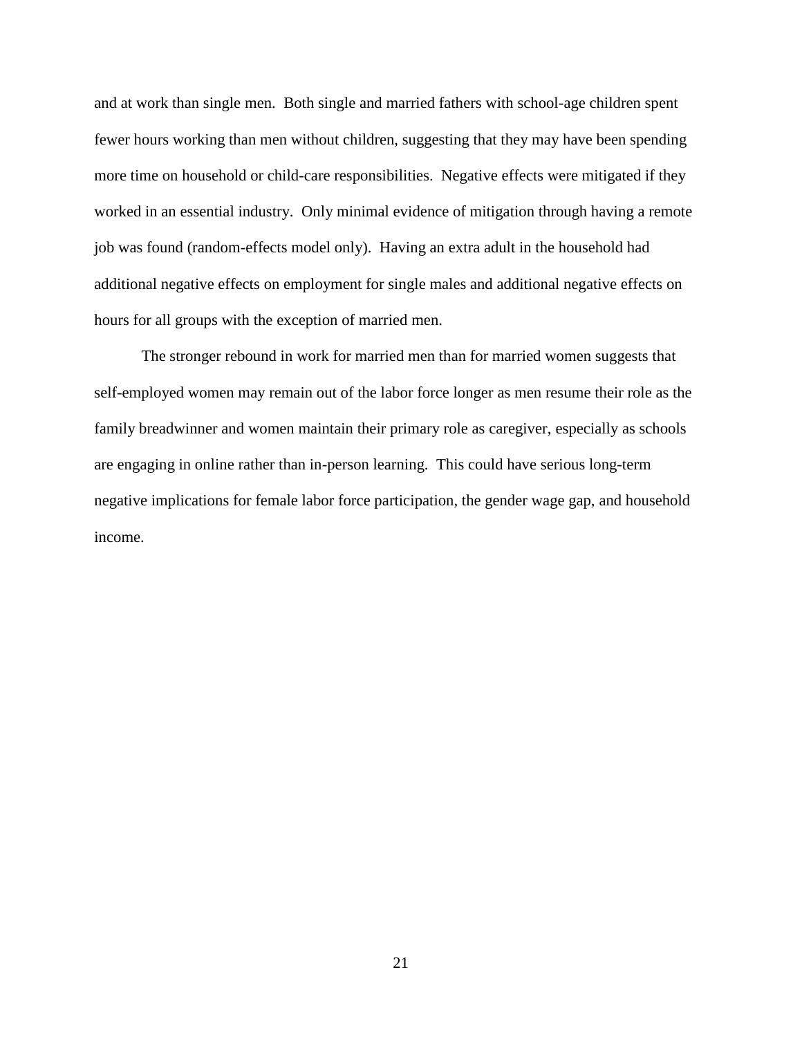and at work than single men. Both single and married fathers with school-age children spent fewer hours working than men without children, suggesting that they may have been spending more time on household or child-care responsibilities. Negative effects were mitigated if they worked in an essential industry. Only minimal evidence of mitigation through having a remote job was found (random-effects model only). Having an extra adult in the household had additional negative effects on employment for single males and additional negative effects on hours for all groups with the exception of married men.

The stronger rebound in work for married men than for married women suggests that self-employed women may remain out of the labor force longer as men resume their role as the family breadwinner and women maintain their primary role as caregiver, especially as schools are engaging in online rather than in-person learning. This could have serious long-term negative implications for female labor force participation, the gender wage gap, and household income.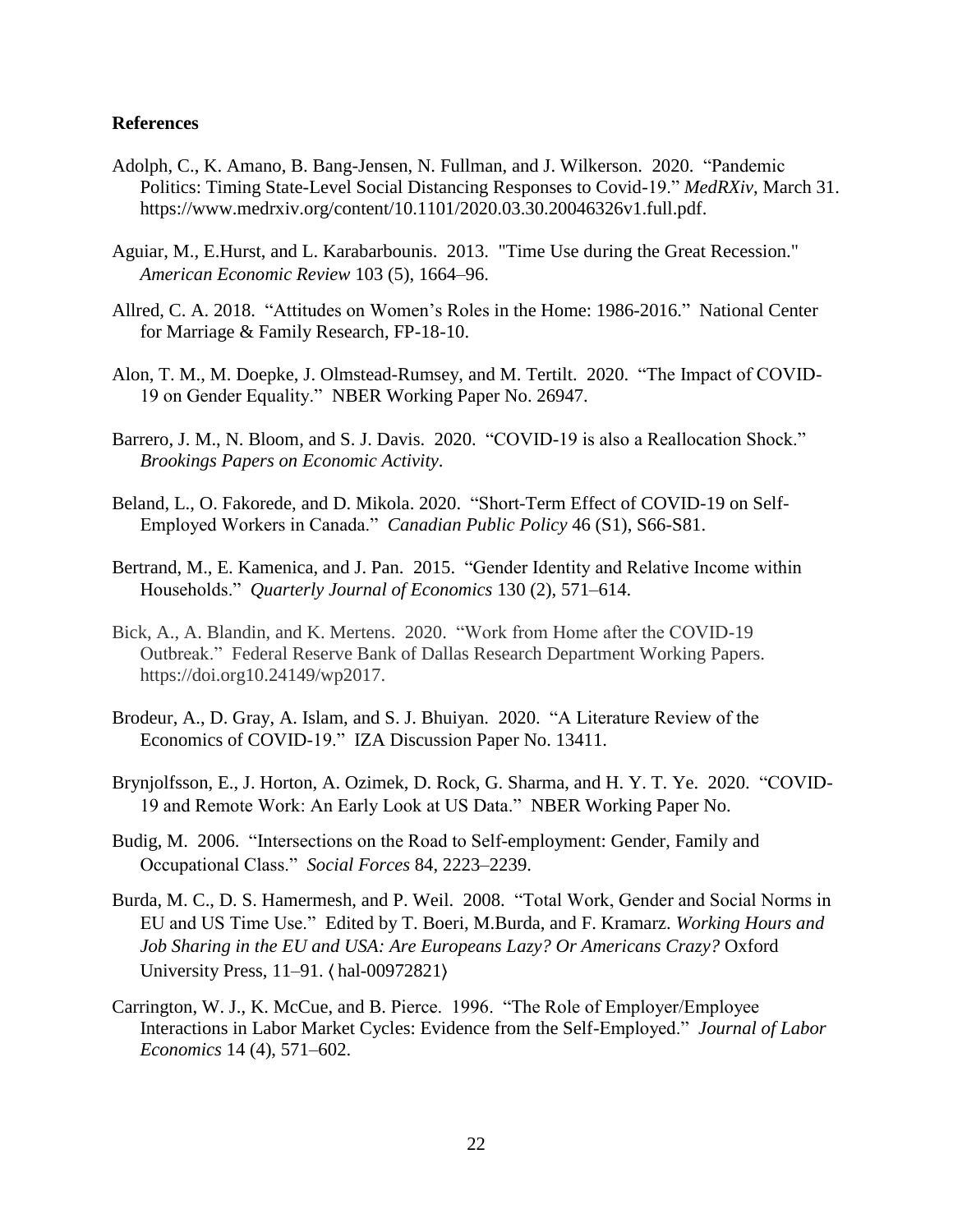## References

Adolph, C., K. Amano, B. Bang-Jensen, N. Fullman, and J. Wilkerson. 2020. "Pandemic Politics: Timing State-Level Social Distancing Responses to Covid-19." *MedRXiv*, March 31. https://www.medrxiv.org/content/10.1101/2020.03.30.20046326v1.full.pdf.

Aguiar, M., E.Hurst, and L. Karabarbounis. 2013. "Time Use during the Great Recession." *American Economic Review* 103 (5), 1664–96.

Allred, C. A. 2018. "Attitudes on Women's Roles in the Home: 1986-2016." National Center for Marriage & Family Research, FP-18-10.

Alon, T. M., M. Doepke, J. Olmstead-Rumsey, and M. Tertilt. 2020. "The Impact of COVID-19 on Gender Equality." NBER Working Paper No. 26947.

Barrero, J. M., N. Bloom, and S. J. Davis. 2020. "COVID-19 is also a Reallocation Shock." *Brookings Papers on Economic Activity*.

Beland, L., O. Fakorede, and D. Mikola. 2020. "Short-Term Effect of COVID-19 on Self-Employed Workers in Canada." *Canadian Public Policy* 46 (S1), S66-S81.

Bertrand, M., E. Kamenica, and J. Pan. 2015. "Gender Identity and Relative Income within Households." *Quarterly Journal of Economics* 130 (2), 571–614.

Bick, A., A. Blandin, and K. Mertens. 2020. "Work from Home after the COVID-19 Outbreak." Federal Reserve Bank of Dallas Research Department Working Papers. https://doi.org10.24149/wp2017.

Brodeur, A., D. Gray, A. Islam, and S. J. Bhuiyan. 2020. "A Literature Review of the Economics of COVID-19." IZA Discussion Paper No. 13411.

Brynjolfsson, E., J. Horton, A. Ozimek, D. Rock, G. Sharma, and H. Y. T. Ye. 2020. "COVID-19 and Remote Work: An Early Look at US Data." NBER Working Paper No.

Budig, M. 2006. "Intersections on the Road to Self-employment: Gender, Family and Occupational Class." *Social Forces* 84, 2223–2239.

Burda, M. C., D. S. Hamermesh, and P. Weil. 2008. "Total Work, Gender and Social Norms in EU and US Time Use." Edited by T. Boeri, M.Burda, and F. Kramarz. *Working Hours and Job Sharing in the EU and USA: Are Europeans Lazy? Or Americans Crazy?* Oxford University Press, 11–91. ⟨hal-00972821⟩

Carrington, W. J., K. McCue, and B. Pierce. 1996. "The Role of Employer/Employee Interactions in Labor Market Cycles: Evidence from the Self-Employed." *Journal of Labor Economics* 14 (4), 571–602.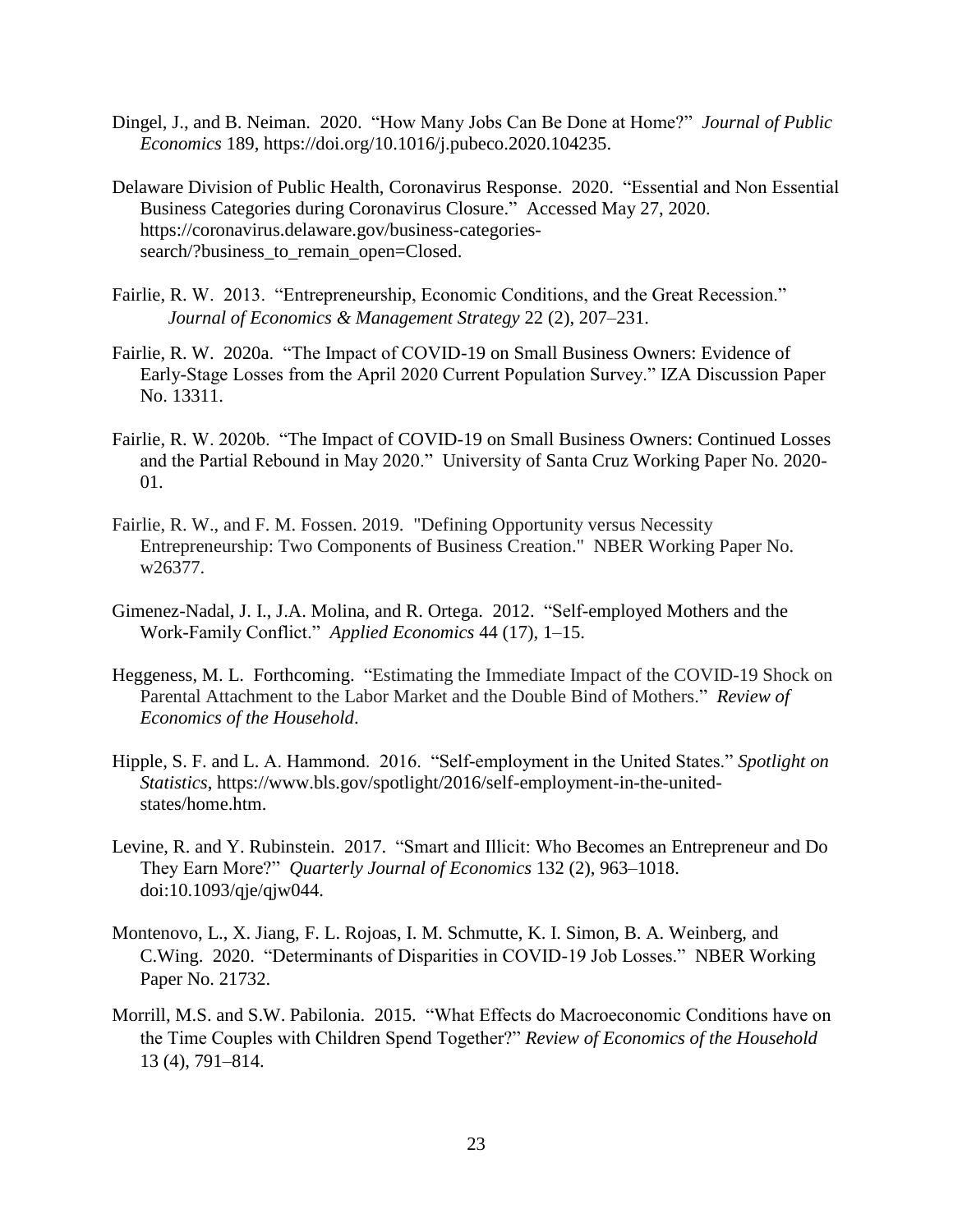Dingel, J., and B. Neiman. 2020. "How Many Jobs Can Be Done at Home?" *Journal of Public Economics* 189, https://doi.org/10.1016/j.pubeco.2020.104235.

Delaware Division of Public Health, Coronavirus Response. 2020. "Essential and Non Essential Business Categories during Coronavirus Closure." Accessed May 27, 2020. https://coronavirus.delaware.gov/business-categories-search/?business_to_remain_open=Closed.

Fairlie, R. W. 2013. "Entrepreneurship, Economic Conditions, and the Great Recession." *Journal of Economics & Management Strategy* 22 (2), 207–231.

Fairlie, R. W. 2020a. "The Impact of COVID-19 on Small Business Owners: Evidence of Early-Stage Losses from the April 2020 Current Population Survey." IZA Discussion Paper No. 13311.

Fairlie, R. W. 2020b. "The Impact of COVID-19 on Small Business Owners: Continued Losses and the Partial Rebound in May 2020." University of Santa Cruz Working Paper No. 2020-01.

Fairlie, R. W., and F. M. Fossen. 2019. "Defining Opportunity versus Necessity Entrepreneurship: Two Components of Business Creation." NBER Working Paper No. w26377.

Gimenez-Nadal, J. I., J.A. Molina, and R. Ortega. 2012. "Self-employed Mothers and the Work-Family Conflict." *Applied Economics* 44 (17), 1–15.

Heggeness, M. L. Forthcoming. "Estimating the Immediate Impact of the COVID-19 Shock on Parental Attachment to the Labor Market and the Double Bind of Mothers." *Review of Economics of the Household*.

Hipple, S. F. and L. A. Hammond. 2016. "Self-employment in the United States." *Spotlight on Statistics*, https://www.bls.gov/spotlight/2016/self-employment-in-the-united-states/home.htm.

Levine, R. and Y. Rubinstein. 2017. "Smart and Illicit: Who Becomes an Entrepreneur and Do They Earn More?" *Quarterly Journal of Economics* 132 (2), 963–1018. doi:10.1093/qje/qjw044.

Montenovo, L., X. Jiang, F. L. Rojoas, I. M. Schmutte, K. I. Simon, B. A. Weinberg, and C.Wing. 2020. "Determinants of Disparities in COVID-19 Job Losses." NBER Working Paper No. 21732.

Morrill, M.S. and S.W. Pabilonia. 2015. "What Effects do Macroeconomic Conditions have on the Time Couples with Children Spend Together?" *Review of Economics of the Household* 13 (4), 791–814.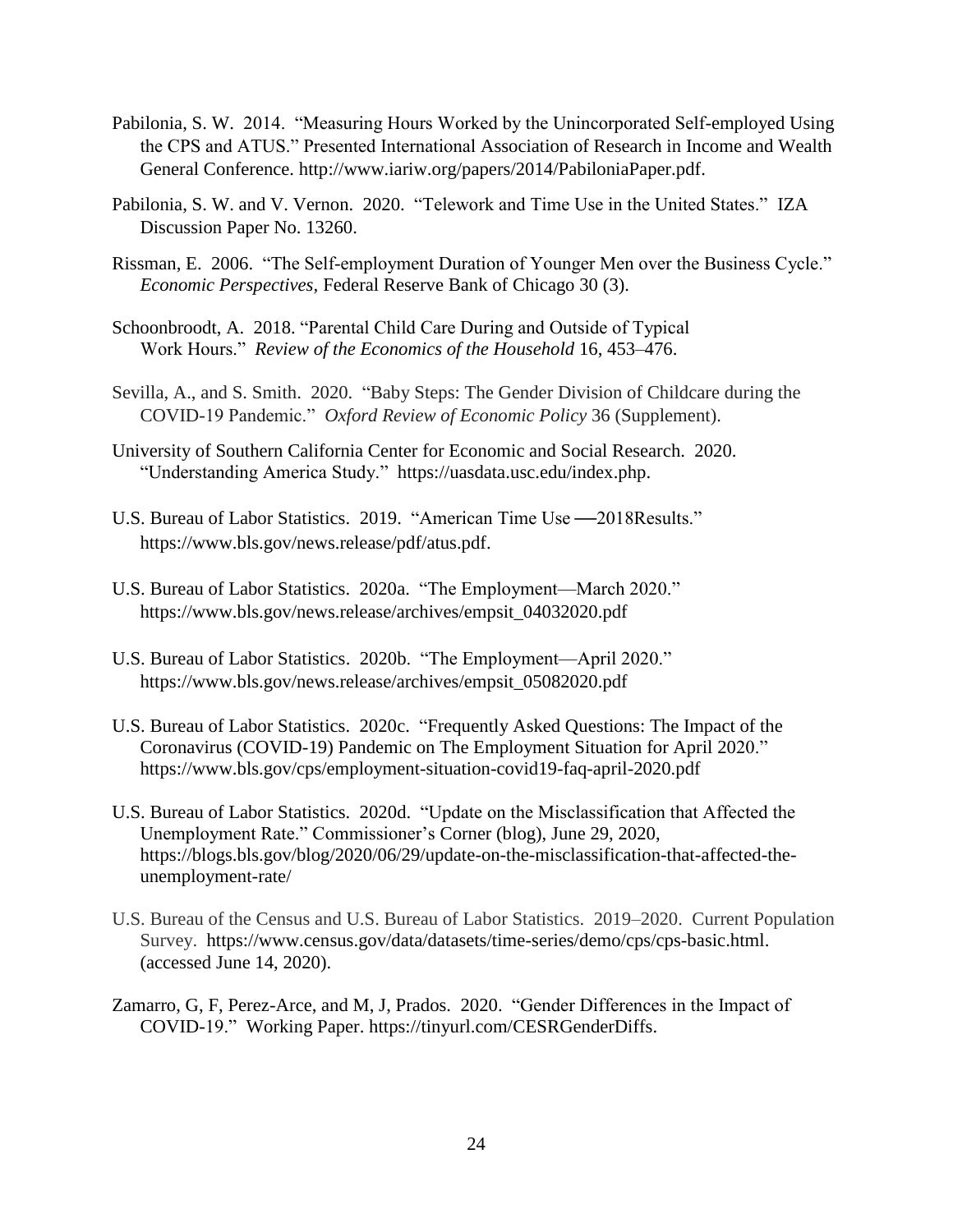Pabilonia, S. W. 2014. "Measuring Hours Worked by the Unincorporated Self-employed Using the CPS and ATUS." Presented International Association of Research in Income and Wealth General Conference. http://www.iariw.org/papers/2014/PabiloniaPaper.pdf.

Pabilonia, S. W. and V. Vernon. 2020. "Telework and Time Use in the United States." IZA Discussion Paper No. 13260.

Rissman, E. 2006. "The Self-employment Duration of Younger Men over the Business Cycle." *Economic Perspectives,* Federal Reserve Bank of Chicago 30 (3).

Schoonbroodt, A. 2018. "Parental Child Care During and Outside of Typical Work Hours." *Review of the Economics of the Household* 16, 453–476.

Sevilla, A., and S. Smith. 2020. "Baby Steps: The Gender Division of Childcare during the COVID-19 Pandemic." *Oxford Review of Economic Policy* 36 (Supplement).

University of Southern California Center for Economic and Social Research. 2020. "Understanding America Study." https://uasdata.usc.edu/index.php.

U.S. Bureau of Labor Statistics. 2019. "American Time Use ––2018Results." https://www.bls.gov/news.release/pdf/atus.pdf.

U.S. Bureau of Labor Statistics. 2020a. "The Employment—March 2020." https://www.bls.gov/news.release/archives/empsit_04032020.pdf

U.S. Bureau of Labor Statistics. 2020b. "The Employment—April 2020." https://www.bls.gov/news.release/archives/empsit_05082020.pdf

U.S. Bureau of Labor Statistics. 2020c. "Frequently Asked Questions: The Impact of the Coronavirus (COVID-19) Pandemic on The Employment Situation for April 2020." https://www.bls.gov/cps/employment-situation-covid19-faq-april-2020.pdf

U.S. Bureau of Labor Statistics. 2020d. "Update on the Misclassification that Affected the Unemployment Rate." Commissioner's Corner (blog), June 29, 2020, https://blogs.bls.gov/blog/2020/06/29/update-on-the-misclassification-that-affected-the-unemployment-rate/

U.S. Bureau of the Census and U.S. Bureau of Labor Statistics. 2019–2020. Current Population Survey. https://www.census.gov/data/datasets/time-series/demo/cps/cps-basic.html. (accessed June 14, 2020).

Zamarro, G, F, Perez-Arce, and M, J, Prados. 2020. "Gender Differences in the Impact of COVID-19." Working Paper. https://tinyurl.com/CESRGenderDiffs.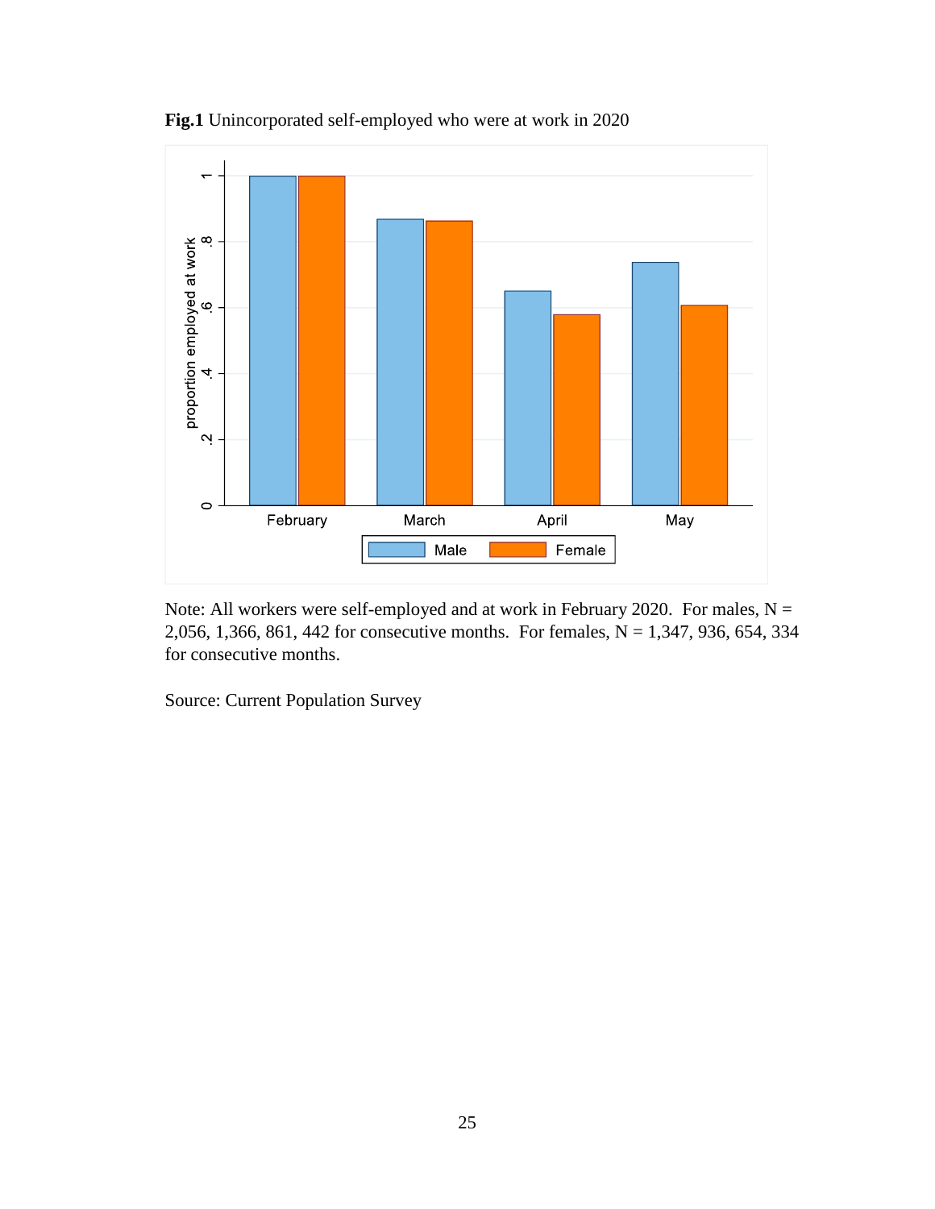**Fig.1** Unincorporated self-employed who were at work in 2020

Note: All workers were self-employed and at work in February 2020. For males, N = 2,056, 1,366, 861, 442 for consecutive months. For females, N = 1,347, 936, 654, 334 for consecutive months.

Source: Current Population Survey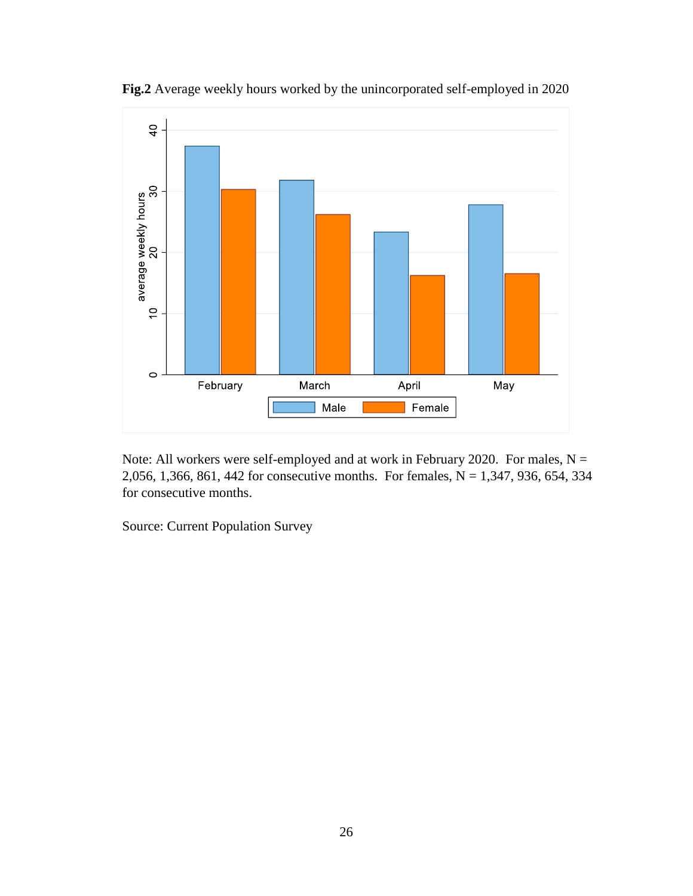**Fig.2** Average weekly hours worked by the unincorporated self-employed in 2020

Note: All workers were self-employed and at work in February 2020. For males, N = 2,056, 1,366, 861, 442 for consecutive months. For females, N = 1,347, 936, 654, 334 for consecutive months.

Source: Current Population Survey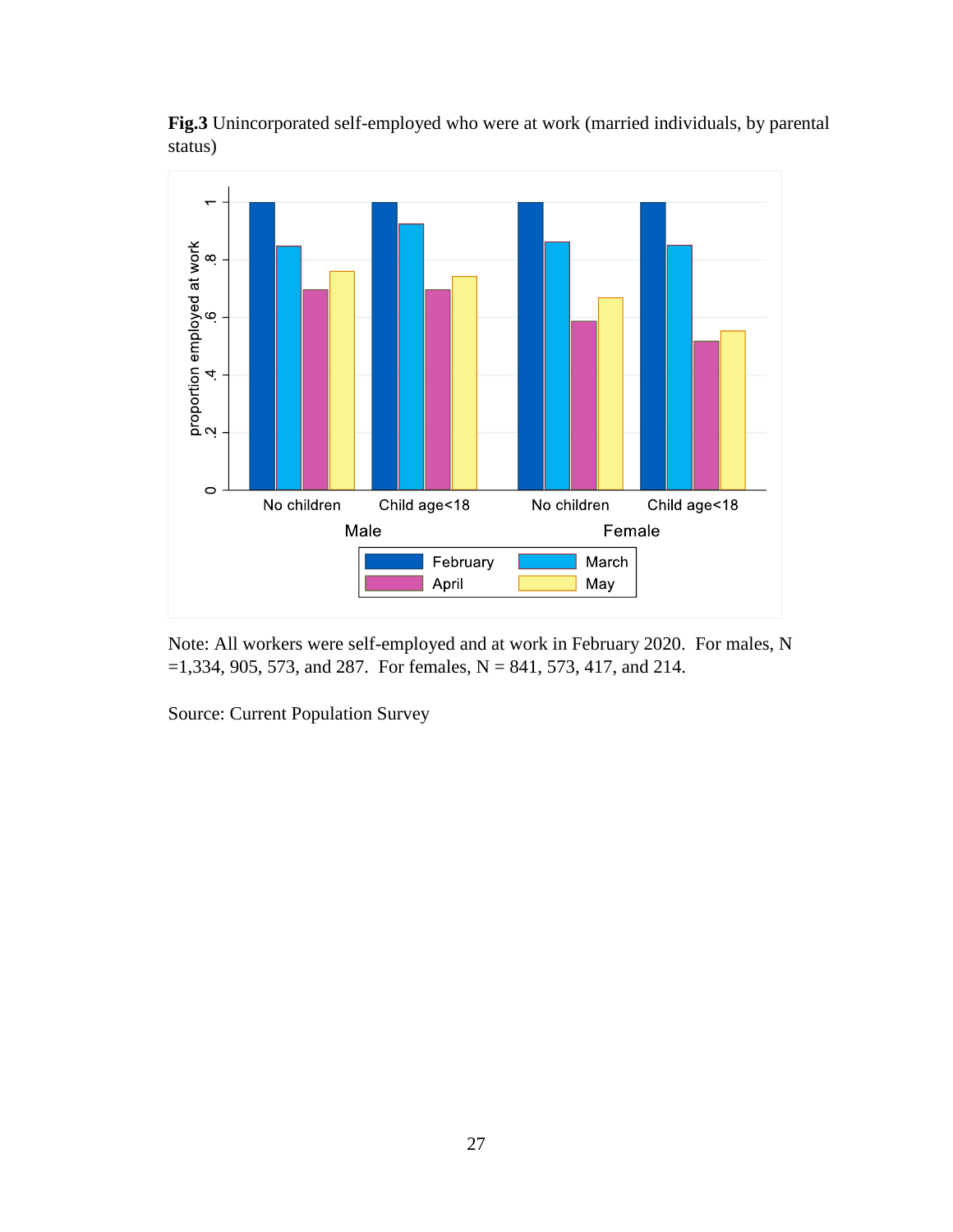**Fig.3** Unincorporated self-employed who were at work (married individuals, by parental status)

Note: All workers were self-employed and at work in February 2020. For males, N =1,334, 905, 573, and 287. For females, N = 841, 573, 417, and 214.

Source: Current Population Survey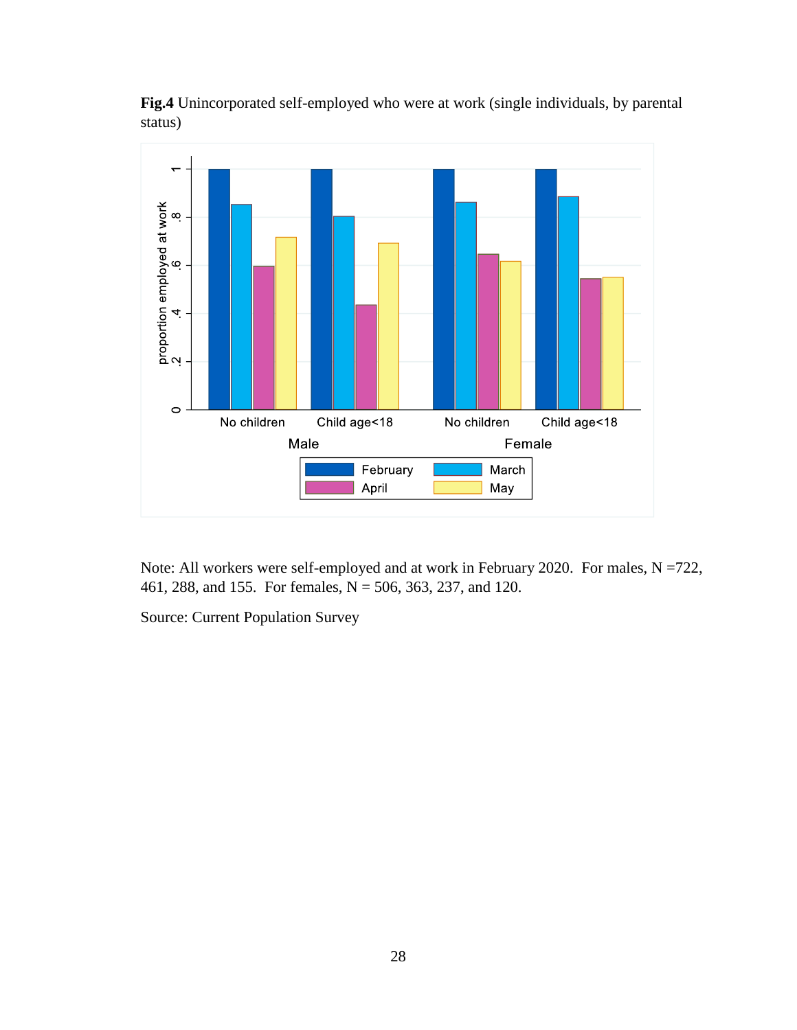**Fig.4** Unincorporated self-employed who were at work (single individuals, by parental status)

Note: All workers were self-employed and at work in February 2020. For males, N =722, 461, 288, and 155. For females, N = 506, 363, 237, and 120.

Source: Current Population Survey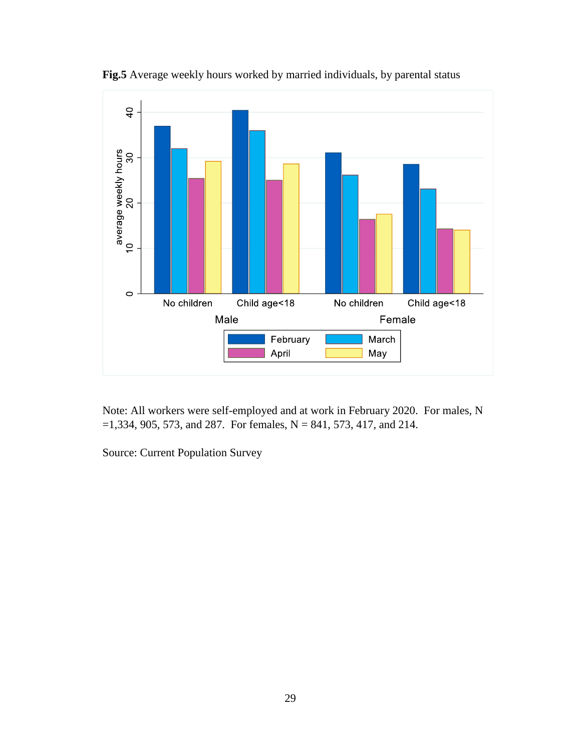**Fig.5** Average weekly hours worked by married individuals, by parental status

Note: All workers were self-employed and at work in February 2020. For males, N =1,334, 905, 573, and 287. For females, N = 841, 573, 417, and 214.

Source: Current Population Survey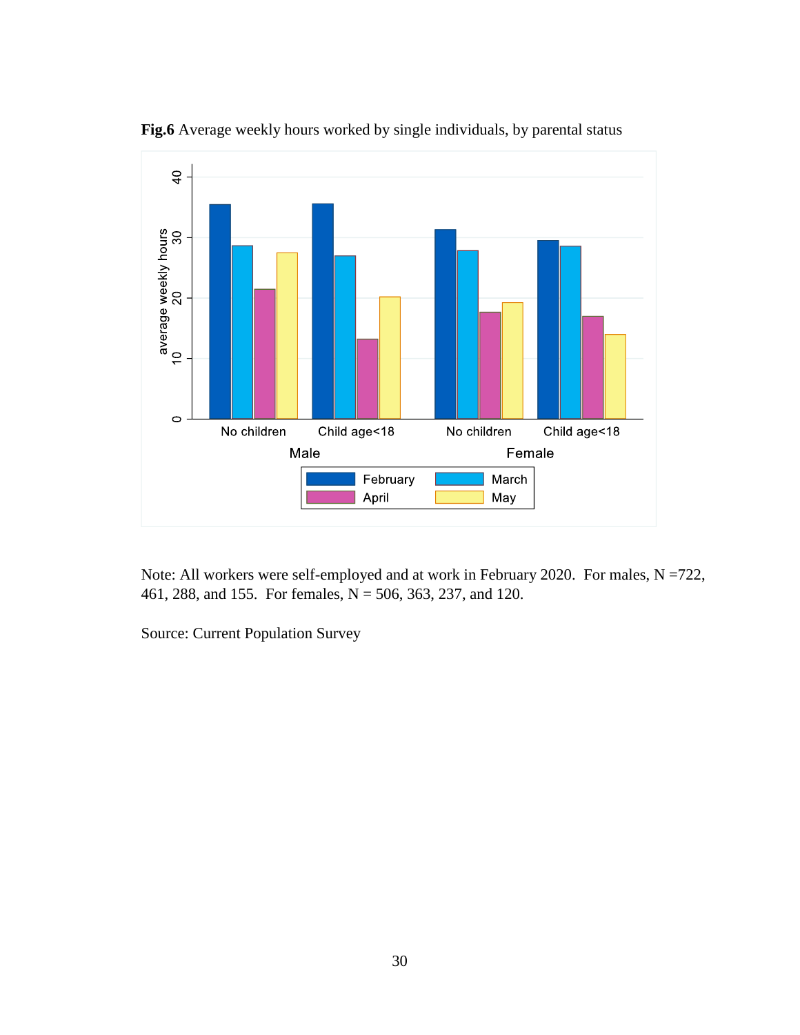**Fig.6** Average weekly hours worked by single individuals, by parental status

Note: All workers were self-employed and at work in February 2020. For males, N =722, 461, 288, and 155. For females, N = 506, 363, 237, and 120.

Source: Current Population Survey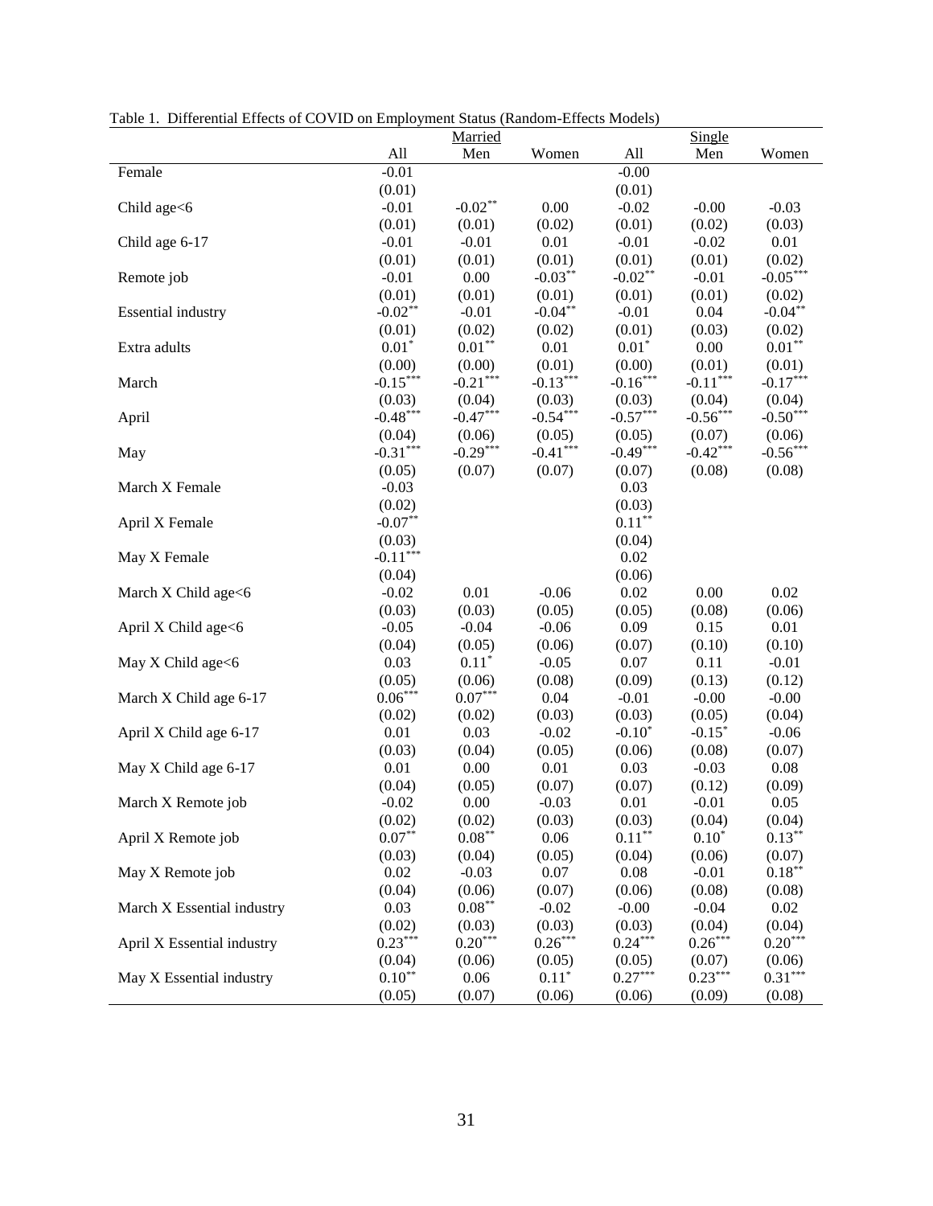Table 1. Differential Effects of COVID on Employment Status (Random-Effects Models)

| | Married | | | Single | | |
|---|---|---|---|---|---|---|
| | All | Men | Women | All | Men | Women |
| Female | -0.01 | | | -0.00 | | |
| | (0.01) | | | (0.01) | | |
| Child age<6 | -0.01 | -0.02** | 0.00 | -0.02 | -0.00 | -0.03 |
| | (0.01) | (0.01) | (0.02) | (0.01) | (0.02) | (0.03) |
| Child age 6-17 | -0.01 | -0.01 | 0.01 | -0.01 | -0.02 | 0.01 |
| | (0.01) | (0.01) | (0.01) | (0.01) | (0.01) | (0.02) |
| Remote job | -0.01 | 0.00 | -0.03** | -0.02** | -0.01 | -0.05*** |
| | (0.01) | (0.01) | (0.01) | (0.01) | (0.01) | (0.02) |
| Essential industry | -0.02** | -0.01 | -0.04** | -0.01 | 0.04 | -0.04** |
| | (0.01) | (0.02) | (0.02) | (0.01) | (0.03) | (0.02) |
| Extra adults | 0.01* | 0.01** | 0.01 | 0.01* | 0.00 | 0.01** |
| | (0.00) | (0.00) | (0.01) | (0.00) | (0.01) | (0.01) |
| March | -0.15*** | -0.21*** | -0.13*** | -0.16*** | -0.11*** | -0.17*** |
| | (0.03) | (0.04) | (0.03) | (0.03) | (0.04) | (0.04) |
| April | -0.48*** | -0.47*** | -0.54*** | -0.57*** | -0.56*** | -0.50*** |
| | (0.04) | (0.06) | (0.05) | (0.05) | (0.07) | (0.06) |
| May | -0.31*** | -0.29*** | -0.41*** | -0.49*** | -0.42*** | -0.56*** |
| | (0.05) | (0.07) | (0.07) | (0.07) | (0.08) | (0.08) |
| March X Female | -0.03 | | | 0.03 | | |
| | (0.02) | | | (0.03) | | |
| April X Female | -0.07** | | | 0.11** | | |
| | (0.03) | | | (0.04) | | |
| May X Female | -0.11*** | | | 0.02 | | |
| | (0.04) | | | (0.06) | | |
| March X Child age<6 | -0.02 | 0.01 | -0.06 | 0.02 | 0.00 | 0.02 |
| | (0.03) | (0.03) | (0.05) | (0.05) | (0.08) | (0.06) |
| April X Child age<6 | -0.05 | -0.04 | -0.06 | 0.09 | 0.15 | 0.01 |
| | (0.04) | (0.05) | (0.06) | (0.07) | (0.10) | (0.10) |
| May X Child age<6 | 0.03 | 0.11* | -0.05 | 0.07 | 0.11 | -0.01 |
| | (0.05) | (0.06) | (0.08) | (0.09) | (0.13) | (0.12) |
| March X Child age 6-17 | 0.06*** | 0.07*** | 0.04 | -0.01 | -0.00 | -0.00 |
| | (0.02) | (0.02) | (0.03) | (0.03) | (0.05) | (0.04) |
| April X Child age 6-17 | 0.01 | 0.03 | -0.02 | -0.10* | -0.15* | -0.06 |
| | (0.03) | (0.04) | (0.05) | (0.06) | (0.08) | (0.07) |
| May X Child age 6-17 | 0.01 | 0.00 | 0.01 | 0.03 | -0.03 | 0.08 |
| | (0.04) | (0.05) | (0.07) | (0.07) | (0.12) | (0.09) |
| March X Remote job | -0.02 | 0.00 | -0.03 | 0.01 | -0.01 | 0.05 |
| | (0.02) | (0.02) | (0.03) | (0.03) | (0.04) | (0.04) |
| April X Remote job | 0.07** | 0.08** | 0.06 | 0.11** | 0.10* | 0.13** |
| | (0.03) | (0.04) | (0.05) | (0.04) | (0.06) | (0.07) |
| May X Remote job | 0.02 | -0.03 | 0.07 | 0.08 | -0.01 | 0.18** |
| | (0.04) | (0.06) | (0.07) | (0.06) | (0.08) | (0.08) |
| March X Essential industry | 0.03 | 0.08** | -0.02 | -0.00 | -0.04 | 0.02 |
| | (0.02) | (0.03) | (0.03) | (0.03) | (0.04) | (0.04) |
| April X Essential industry | 0.23*** | 0.20*** | 0.26*** | 0.24*** | 0.26*** | 0.20*** |
| | (0.04) | (0.06) | (0.05) | (0.05) | (0.07) | (0.06) |
| May X Essential industry | 0.10** | 0.06 | 0.11* | 0.27*** | 0.23*** | 0.31*** |
| | (0.05) | (0.07) | (0.06) | (0.06) | (0.09) | (0.08) |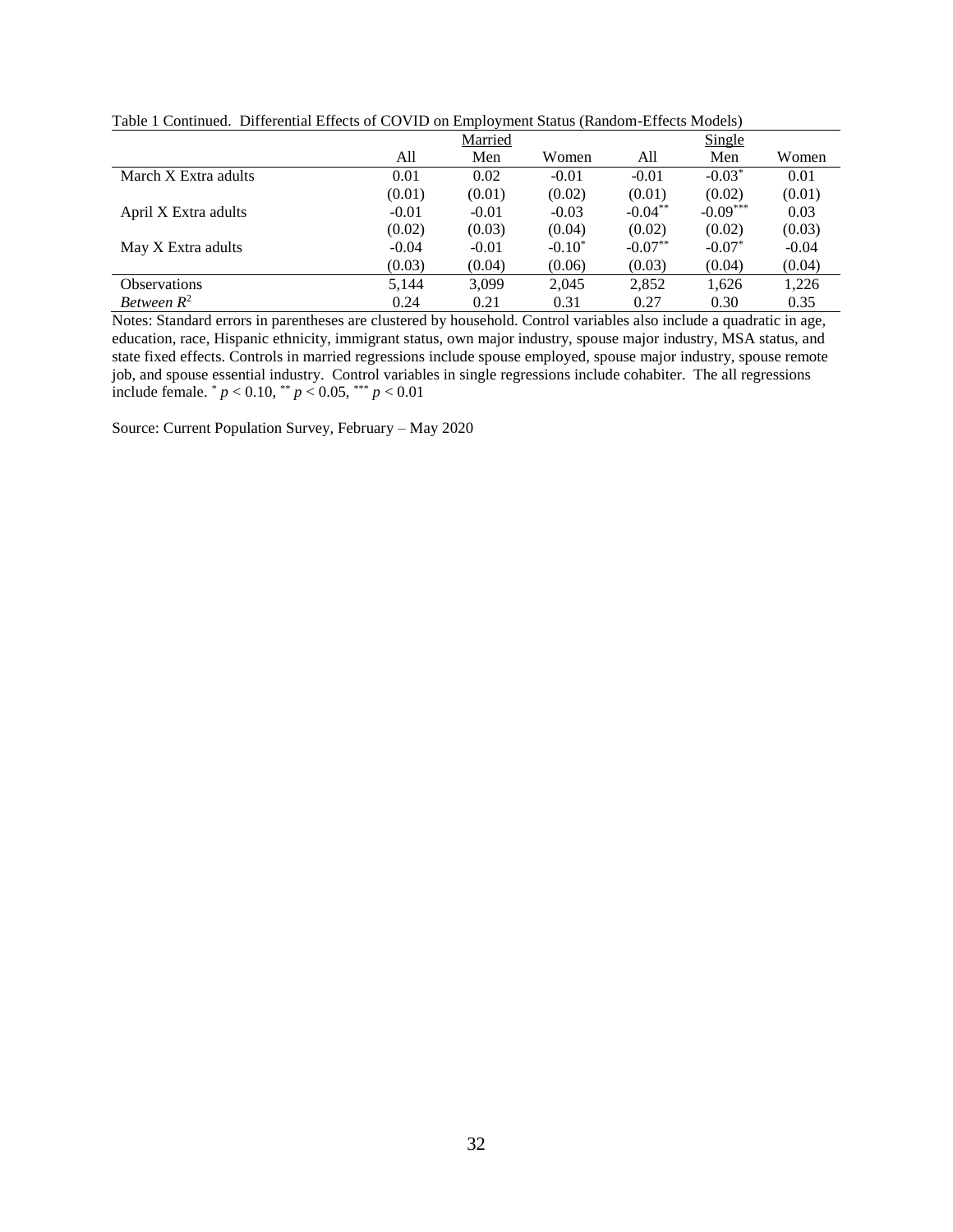Table 1 Continued. Differential Effects of COVID on Employment Status (Random-Effects Models)

| | Married | | | Single | | |
|---|---|---|---|---|---|---|
| | All | Men | Women | All | Men | Women |
| March X Extra adults | 0.01 | 0.02 | -0.01 | -0.01 | -0.03* | 0.01 |
| | (0.01) | (0.01) | (0.02) | (0.01) | (0.02) | (0.01) |
| April X Extra adults | -0.01 | -0.01 | -0.03 | -0.04** | -0.09*** | 0.03 |
| | (0.02) | (0.03) | (0.04) | (0.02) | (0.02) | (0.03) |
| May X Extra adults | -0.04 | -0.01 | -0.10* | -0.07** | -0.07* | -0.04 |
| | (0.03) | (0.04) | (0.06) | (0.03) | (0.04) | (0.04) |
| Observations | 5,144 | 3,099 | 2,045 | 2,852 | 1,626 | 1,226 |
| *Between* $R^2$ | 0.24 | 0.21 | 0.31 | 0.27 | 0.30 | 0.35 |

Notes: Standard errors in parentheses are clustered by household. Control variables also include a quadratic in age, education, race, Hispanic ethnicity, immigrant status, own major industry, spouse major industry, MSA status, and state fixed effects. Controls in married regressions include spouse employed, spouse major industry, spouse remote job, and spouse essential industry. Control variables in single regressions include cohabiter. The all regressions include female. * $p < 0.10$, ** $p < 0.05$, *** $p < 0.01$

Source: Current Population Survey, February – May 2020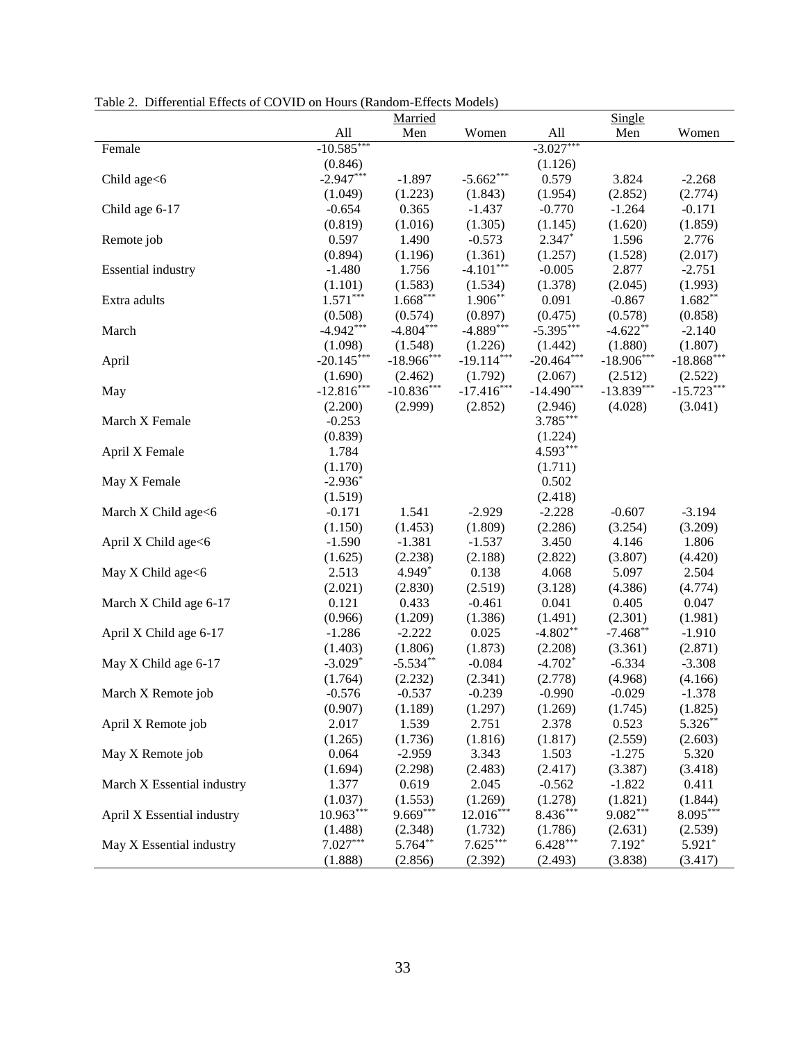Table 2. Differential Effects of COVID on Hours (Random-Effects Models)

| | Married | | | Single | | |
|---|---|---|---|---|---|---|
| | All | Men | Women | All | Men | Women |
| Female | -10.585*** | | | -3.027*** | | |
| | (0.846) | | | (1.126) | | |
| Child age<6 | -2.947*** | -1.897 | -5.662*** | 0.579 | 3.824 | -2.268 |
| | (1.049) | (1.223) | (1.843) | (1.954) | (2.852) | (2.774) |
| Child age 6-17 | -0.654 | 0.365 | -1.437 | -0.770 | -1.264 | -0.171 |
| | (0.819) | (1.016) | (1.305) | (1.145) | (1.620) | (1.859) |
| Remote job | 0.597 | 1.490 | -0.573 | 2.347* | 1.596 | 2.776 |
| | (0.894) | (1.196) | (1.361) | (1.257) | (1.528) | (2.017) |
| Essential industry | -1.480 | 1.756 | -4.101*** | -0.005 | 2.877 | -2.751 |
| | (1.101) | (1.583) | (1.534) | (1.378) | (2.045) | (1.993) |
| Extra adults | 1.571*** | 1.668*** | 1.906** | 0.091 | -0.867 | 1.682** |
| | (0.508) | (0.574) | (0.897) | (0.475) | (0.578) | (0.858) |
| March | -4.942*** | -4.804*** | -4.889*** | -5.395*** | -4.622** | -2.140 |
| | (1.098) | (1.548) | (1.226) | (1.442) | (1.880) | (1.807) |
| April | -20.145*** | -18.966*** | -19.114*** | -20.464*** | -18.906*** | -18.868*** |
| | (1.690) | (2.462) | (1.792) | (2.067) | (2.512) | (2.522) |
| May | -12.816*** | -10.836*** | -17.416*** | -14.490*** | -13.839*** | -15.723*** |
| | (2.200) | (2.999) | (2.852) | (2.946) | (4.028) | (3.041) |
| March X Female | -0.253 | | | 3.785*** | | |
| | (0.839) | | | (1.224) | | |
| April X Female | 1.784 | | | 4.593*** | | |
| | (1.170) | | | (1.711) | | |
| May X Female | -2.936* | | | 0.502 | | |
| | (1.519) | | | (2.418) | | |
| March X Child age<6 | -0.171 | 1.541 | -2.929 | -2.228 | -0.607 | -3.194 |
| | (1.150) | (1.453) | (1.809) | (2.286) | (3.254) | (3.209) |
| April X Child age<6 | -1.590 | -1.381 | -1.537 | 3.450 | 4.146 | 1.806 |
| | (1.625) | (2.238) | (2.188) | (2.822) | (3.807) | (4.420) |
| May X Child age<6 | 2.513 | 4.949* | 0.138 | 4.068 | 5.097 | 2.504 |
| | (2.021) | (2.830) | (2.519) | (3.128) | (4.386) | (4.774) |
| March X Child age 6-17 | 0.121 | 0.433 | -0.461 | 0.041 | 0.405 | 0.047 |
| | (0.966) | (1.209) | (1.386) | (1.491) | (2.301) | (1.981) |
| April X Child age 6-17 | -1.286 | -2.222 | 0.025 | -4.802** | -7.468** | -1.910 |
| | (1.403) | (1.806) | (1.873) | (2.208) | (3.361) | (2.871) |
| May X Child age 6-17 | -3.029* | -5.534** | -0.084 | -4.702* | -6.334 | -3.308 |
| | (1.764) | (2.232) | (2.341) | (2.778) | (4.968) | (4.166) |
| March X Remote job | -0.576 | -0.537 | -0.239 | -0.990 | -0.029 | -1.378 |
| | (0.907) | (1.189) | (1.297) | (1.269) | (1.745) | (1.825) |
| April X Remote job | 2.017 | 1.539 | 2.751 | 2.378 | 0.523 | 5.326** |
| | (1.265) | (1.736) | (1.816) | (1.817) | (2.559) | (2.603) |
| May X Remote job | 0.064 | -2.959 | 3.343 | 1.503 | -1.275 | 5.320 |
| | (1.694) | (2.298) | (2.483) | (2.417) | (3.387) | (3.418) |
| March X Essential industry | 1.377 | 0.619 | 2.045 | -0.562 | -1.822 | 0.411 |
| | (1.037) | (1.553) | (1.269) | (1.278) | (1.821) | (1.844) |
| April X Essential industry | 10.963*** | 9.669*** | 12.016*** | 8.436*** | 9.082*** | 8.095*** |
| | (1.488) | (2.348) | (1.732) | (1.786) | (2.631) | (2.539) |
| May X Essential industry | 7.027*** | 5.764** | 7.625*** | 6.428*** | 7.192* | 5.921* |
| | (1.888) | (2.856) | (2.392) | (2.493) | (3.838) | (3.417) |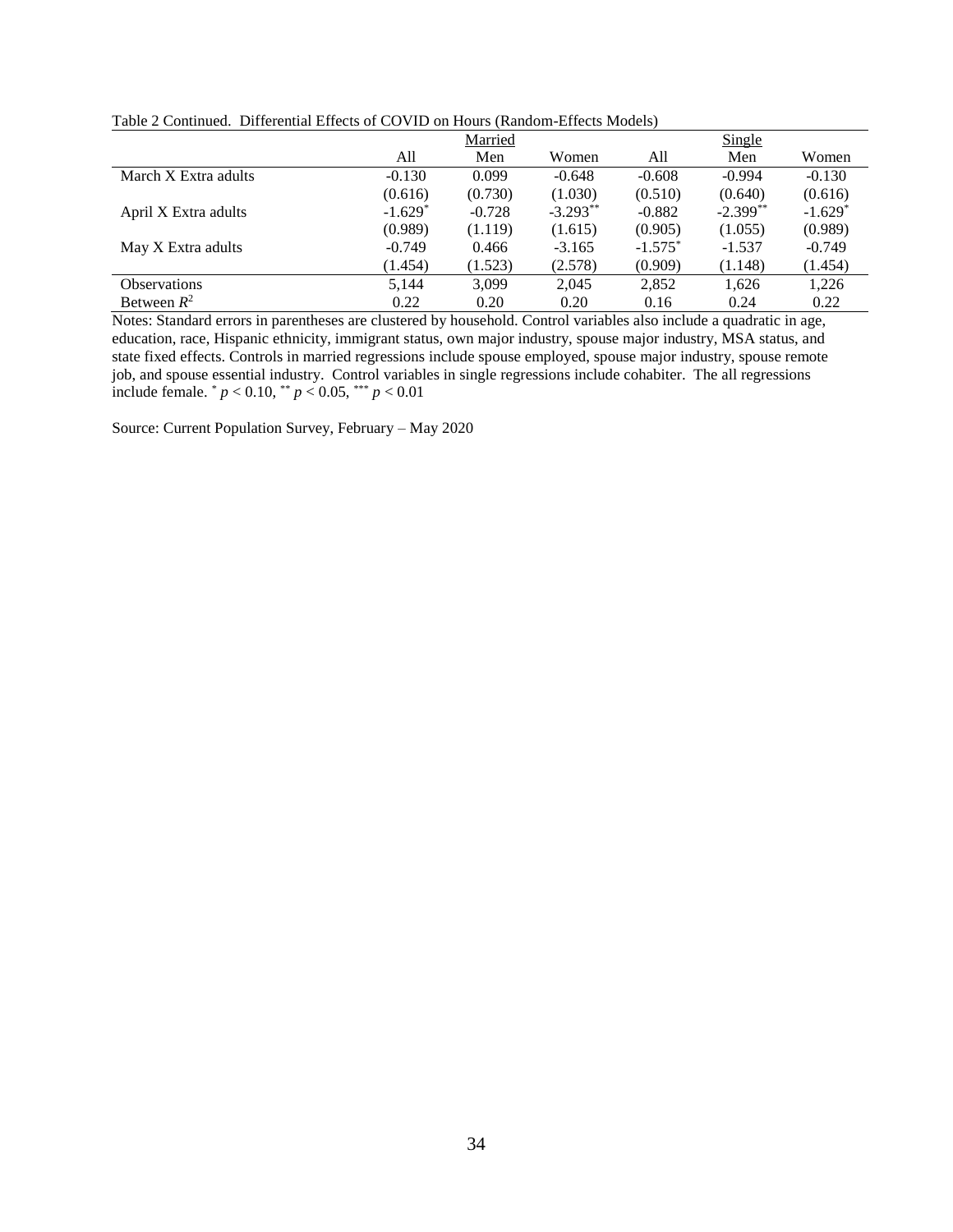Table 2 Continued. Differential Effects of COVID on Hours (Random-Effects Models)

| | Married | | | Single | | |
|---|---|---|---|---|---|---|
| | All | Men | Women | All | Men | Women |
| March X Extra adults | -0.130 | 0.099 | -0.648 | -0.608 | -0.994 | -0.130 |
| | (0.616) | (0.730) | (1.030) | (0.510) | (0.640) | (0.616) |
| April X Extra adults | -1.629* | -0.728 | -3.293** | -0.882 | -2.399** | -1.629* |
| | (0.989) | (1.119) | (1.615) | (0.905) | (1.055) | (0.989) |
| May X Extra adults | -0.749 | 0.466 | -3.165 | -1.575* | -1.537 | -0.749 |
| | (1.454) | (1.523) | (2.578) | (0.909) | (1.148) | (1.454) |
| Observations | 5,144 | 3,099 | 2,045 | 2,852 | 1,626 | 1,226 |
| Between $R^2$ | 0.22 | 0.20 | 0.20 | 0.16 | 0.24 | 0.22 |

Notes: Standard errors in parentheses are clustered by household. Control variables also include a quadratic in age, education, race, Hispanic ethnicity, immigrant status, own major industry, spouse major industry, MSA status, and state fixed effects. Controls in married regressions include spouse employed, spouse major industry, spouse remote job, and spouse essential industry. Control variables in single regressions include cohabiter. The all regressions include female. * $p < 0.10$, ** $p < 0.05$, *** $p < 0.01$

Source: Current Population Survey, February – May 2020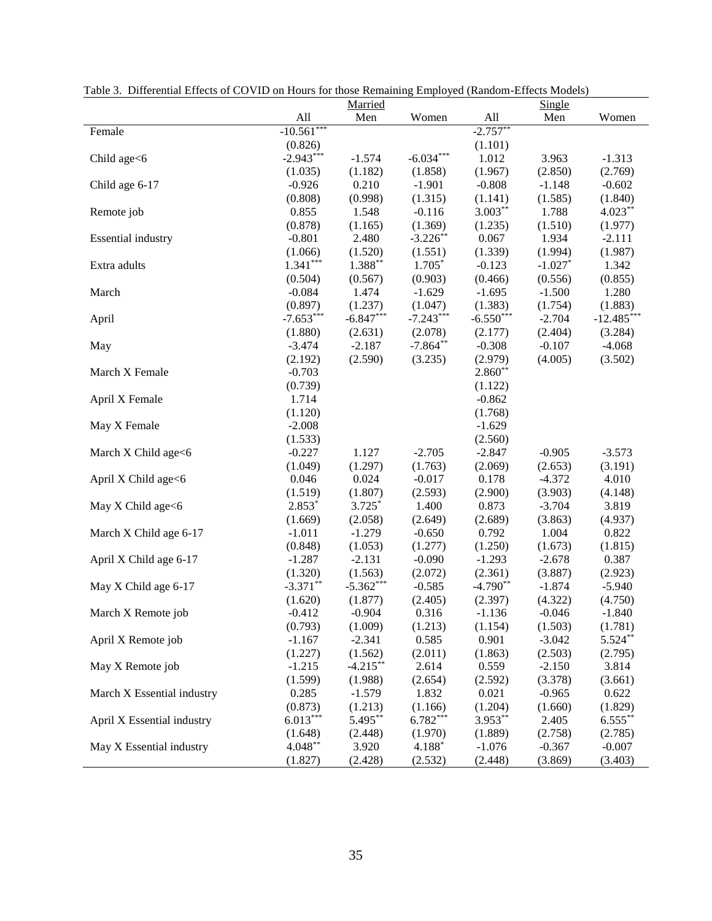Table 3. Differential Effects of COVID on Hours for those Remaining Employed (Random-Effects Models)

| | Married | | | Single | | |
|---|---|---|---|---|---|---|
| | All | Men | Women | All | Men | Women |
| Female | -10.561*** | | | -2.757** | | |
| | (0.826) | | | (1.101) | | |
| Child age<6 | -2.943*** | -1.574 | -6.034*** | 1.012 | 3.963 | -1.313 |
| | (1.035) | (1.182) | (1.858) | (1.967) | (2.850) | (2.769) |
| Child age 6-17 | -0.926 | 0.210 | -1.901 | -0.808 | -1.148 | -0.602 |
| | (0.808) | (0.998) | (1.315) | (1.141) | (1.585) | (1.840) |
| Remote job | 0.855 | 1.548 | -0.116 | 3.003** | 1.788 | 4.023** |
| | (0.878) | (1.165) | (1.369) | (1.235) | (1.510) | (1.977) |
| Essential industry | -0.801 | 2.480 | -3.226** | 0.067 | 1.934 | -2.111 |
| | (1.066) | (1.520) | (1.551) | (1.339) | (1.994) | (1.987) |
| Extra adults | 1.341*** | 1.388** | 1.705* | -0.123 | -1.027* | 1.342 |
| | (0.504) | (0.567) | (0.903) | (0.466) | (0.556) | (0.855) |
| March | -0.084 | 1.474 | -1.629 | -1.695 | -1.500 | 1.280 |
| | (0.897) | (1.237) | (1.047) | (1.383) | (1.754) | (1.883) |
| April | -7.653*** | -6.847*** | -7.243*** | -6.550*** | -2.704 | -12.485*** |
| | (1.880) | (2.631) | (2.078) | (2.177) | (2.404) | (3.284) |
| May | -3.474 | -2.187 | -7.864** | -0.308 | -0.107 | -4.068 |
| | (2.192) | (2.590) | (3.235) | (2.979) | (4.005) | (3.502) |
| March X Female | -0.703 | | | 2.860** | | |
| | (0.739) | | | (1.122) | | |
| April X Female | 1.714 | | | -0.862 | | |
| | (1.120) | | | (1.768) | | |
| May X Female | -2.008 | | | -1.629 | | |
| | (1.533) | | | (2.560) | | |
| March X Child age<6 | -0.227 | 1.127 | -2.705 | -2.847 | -0.905 | -3.573 |
| | (1.049) | (1.297) | (1.763) | (2.069) | (2.653) | (3.191) |
| April X Child age<6 | 0.046 | 0.024 | -0.017 | 0.178 | -4.372 | 4.010 |
| | (1.519) | (1.807) | (2.593) | (2.900) | (3.903) | (4.148) |
| May X Child age<6 | 2.853* | 3.725* | 1.400 | 0.873 | -3.704 | 3.819 |
| | (1.669) | (2.058) | (2.649) | (2.689) | (3.863) | (4.937) |
| March X Child age 6-17 | -1.011 | -1.279 | -0.650 | 0.792 | 1.004 | 0.822 |
| | (0.848) | (1.053) | (1.277) | (1.250) | (1.673) | (1.815) |
| April X Child age 6-17 | -1.287 | -2.131 | -0.090 | -1.293 | -2.678 | 0.387 |
| | (1.320) | (1.563) | (2.072) | (2.361) | (3.887) | (2.923) |
| May X Child age 6-17 | -3.371** | -5.362*** | -0.585 | -4.790** | -1.874 | -5.940 |
| | (1.620) | (1.877) | (2.405) | (2.397) | (4.322) | (4.750) |
| March X Remote job | -0.412 | -0.904 | 0.316 | -1.136 | -0.046 | -1.840 |
| | (0.793) | (1.009) | (1.213) | (1.154) | (1.503) | (1.781) |
| April X Remote job | -1.167 | -2.341 | 0.585 | 0.901 | -3.042 | 5.524** |
| | (1.227) | (1.562) | (2.011) | (1.863) | (2.503) | (2.795) |
| May X Remote job | -1.215 | -4.215** | 2.614 | 0.559 | -2.150 | 3.814 |
| | (1.599) | (1.988) | (2.654) | (2.592) | (3.378) | (3.661) |
| March X Essential industry | 0.285 | -1.579 | 1.832 | 0.021 | -0.965 | 0.622 |
| | (0.873) | (1.213) | (1.166) | (1.204) | (1.660) | (1.829) |
| April X Essential industry | 6.013*** | 5.495** | 6.782*** | 3.953** | 2.405 | 6.555** |
| | (1.648) | (2.448) | (1.970) | (1.889) | (2.758) | (2.785) |
| May X Essential industry | 4.048** | 3.920 | 4.188* | -1.076 | -0.367 | -0.007 |
| | (1.827) | (2.428) | (2.532) | (2.448) | (3.869) | (3.403) |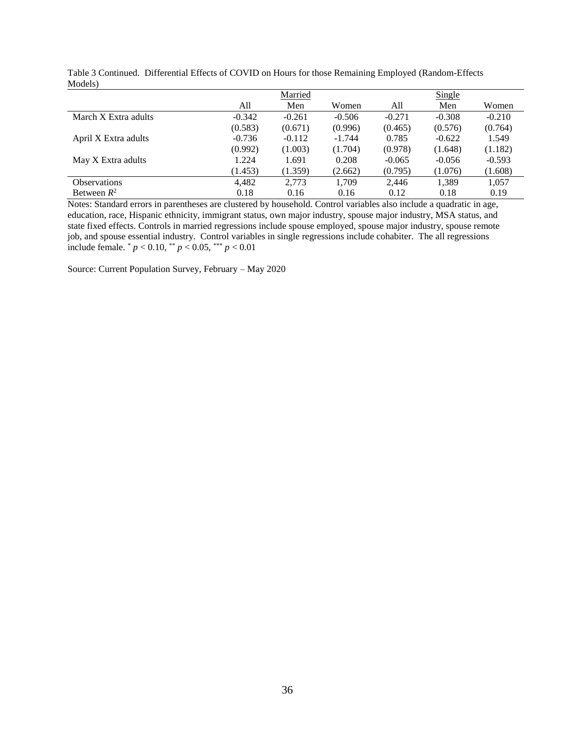Table 3 Continued. Differential Effects of COVID on Hours for those Remaining Employed (Random-Effects Models)

| | Married | | | Single | | |
|---|---|---|---|---|---|---|
| | All | Men | Women | All | Men | Women |
| March X Extra adults | -0.342 | -0.261 | -0.506 | -0.271 | -0.308 | -0.210 |
| | (0.583) | (0.671) | (0.996) | (0.465) | (0.576) | (0.764) |
| April X Extra adults | -0.736 | -0.112 | -1.744 | 0.785 | -0.622 | 1.549 |
| | (0.992) | (1.003) | (1.704) | (0.978) | (1.648) | (1.182) |
| May X Extra adults | 1.224 | 1.691 | 0.208 | -0.065 | -0.056 | -0.593 |
| | (1.453) | (1.359) | (2.662) | (0.795) | (1.076) | (1.608) |
| Observations | 4,482 | 2,773 | 1,709 | 2,446 | 1,389 | 1,057 |
| Between $R^2$ | 0.18 | 0.16 | 0.16 | 0.12 | 0.18 | 0.19 |

Notes: Standard errors in parentheses are clustered by household. Control variables also include a quadratic in age, education, race, Hispanic ethnicity, immigrant status, own major industry, spouse major industry, MSA status, and state fixed effects. Controls in married regressions include spouse employed, spouse major industry, spouse remote job, and spouse essential industry. Control variables in single regressions include cohabiter. The all regressions include female. * $p < 0.10$, ** $p < 0.05$, *** $p < 0.01$

Source: Current Population Survey, February – May 2020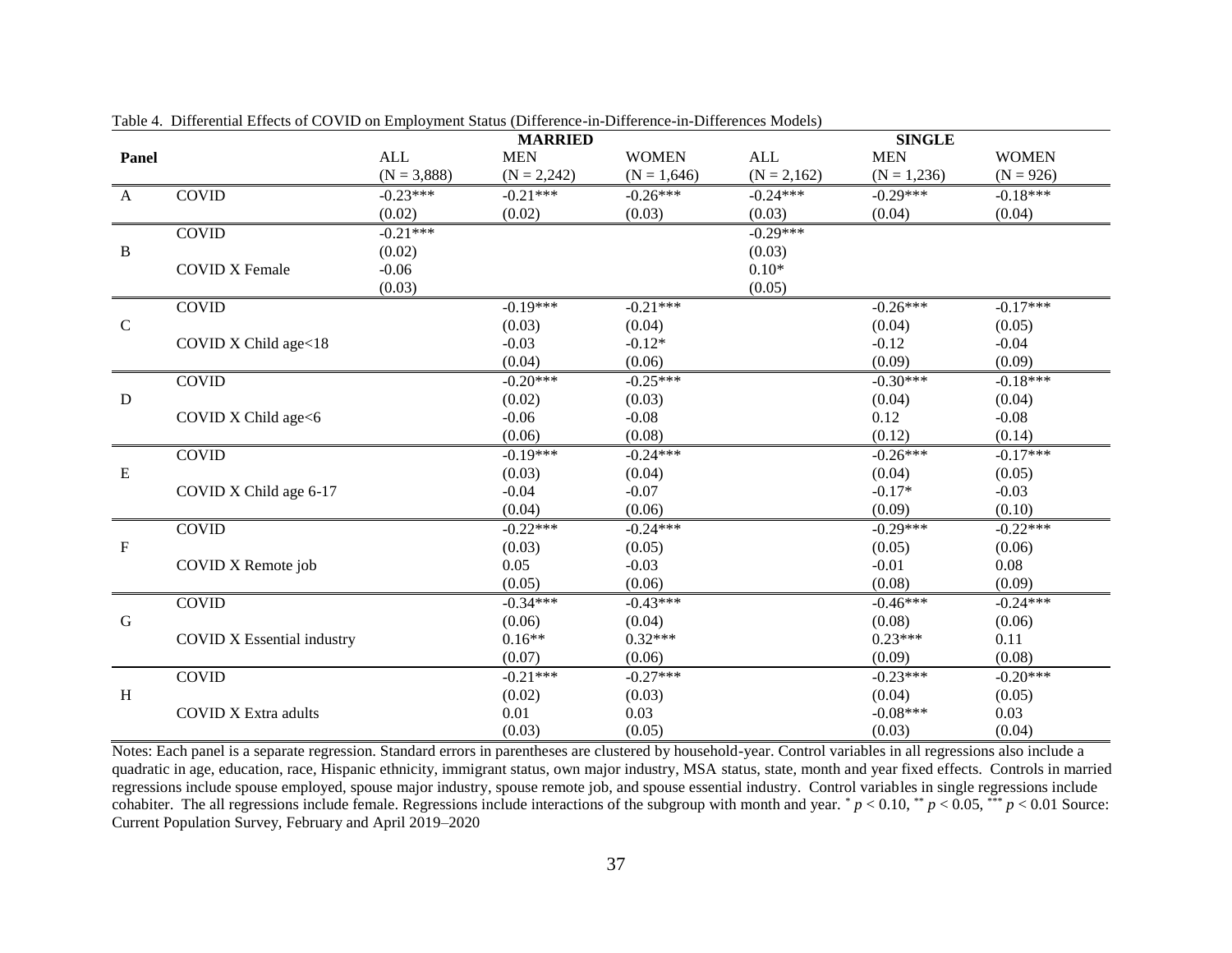Table 4. Differential Effects of COVID on Employment Status (Difference-in-Difference-in-Differences Models)

| Panel | | MARRIED | | | SINGLE | | |
|---|---|---|---|---|---|---|---|
| | | ALL (N = 3,888) | MEN (N = 2,242) | WOMEN (N = 1,646) | ALL (N = 2,162) | MEN (N = 1,236) | WOMEN (N = 926) |
| A | COVID | -0.23*** | -0.21*** | -0.26*** | -0.24*** | -0.29*** | -0.18*** |
| | | (0.02) | (0.02) | (0.03) | (0.03) | (0.04) | (0.04) |
| B | COVID | -0.21*** | | | -0.29*** | | |
| | | (0.02) | | | (0.03) | | |
| | COVID X Female | -0.06 | | | 0.10* | | |
| | | (0.03) | | | (0.05) | | |
| C | COVID | | -0.19*** | -0.21*** | | -0.26*** | -0.17*** |
| | | | (0.03) | (0.04) | | (0.04) | (0.05) |
| | COVID X Child age<18 | | -0.03 | -0.12* | | -0.12 | -0.04 |
| | | | (0.04) | (0.06) | | (0.09) | (0.09) |
| D | COVID | | -0.20*** | -0.25*** | | -0.30*** | -0.18*** |
| | | | (0.02) | (0.03) | | (0.04) | (0.04) |
| | COVID X Child age<6 | | -0.06 | -0.08 | | 0.12 | -0.08 |
| | | | (0.06) | (0.08) | | (0.12) | (0.14) |
| E | COVID | | -0.19*** | -0.24*** | | -0.26*** | -0.17*** |
| | | | (0.03) | (0.04) | | (0.04) | (0.05) |
| | COVID X Child age 6-17 | | -0.04 | -0.07 | | -0.17* | -0.03 |
| | | | (0.04) | (0.06) | | (0.09) | (0.10) |
| F | COVID | | -0.22*** | -0.24*** | | -0.29*** | -0.22*** |
| | | | (0.03) | (0.05) | | (0.05) | (0.06) |
| | COVID X Remote job | | 0.05 | -0.03 | | -0.01 | 0.08 |
| | | | (0.05) | (0.06) | | (0.08) | (0.09) |
| G | COVID | | -0.34*** | -0.43*** | | -0.46*** | -0.24*** |
| | | | (0.06) | (0.04) | | (0.08) | (0.06) |
| | COVID X Essential industry | | 0.16** | 0.32*** | | 0.23*** | 0.11 |
| | | | (0.07) | (0.06) | | (0.09) | (0.08) |
| H | COVID | | -0.21*** | -0.27*** | | -0.23*** | -0.20*** |
| | | | (0.02) | (0.03) | | (0.04) | (0.05) |
| | COVID X Extra adults | | 0.01 | 0.03 | | -0.08*** | 0.03 |
| | | | (0.03) | (0.05) | | (0.03) | (0.04) |

Notes: Each panel is a separate regression. Standard errors in parentheses are clustered by household-year. Control variables in all regressions also include a quadratic in age, education, race, Hispanic ethnicity, immigrant status, own major industry, MSA status, state, month and year fixed effects. Controls in married regressions include spouse employed, spouse major industry, spouse remote job, and spouse essential industry. Control variables in single regressions include cohabiter. The all regressions include female. Regressions include interactions of the subgroup with month and year. * $p < 0.10$, ** $p < 0.05$, *** $p < 0.01$ Source: Current Population Survey, February and April 2019–2020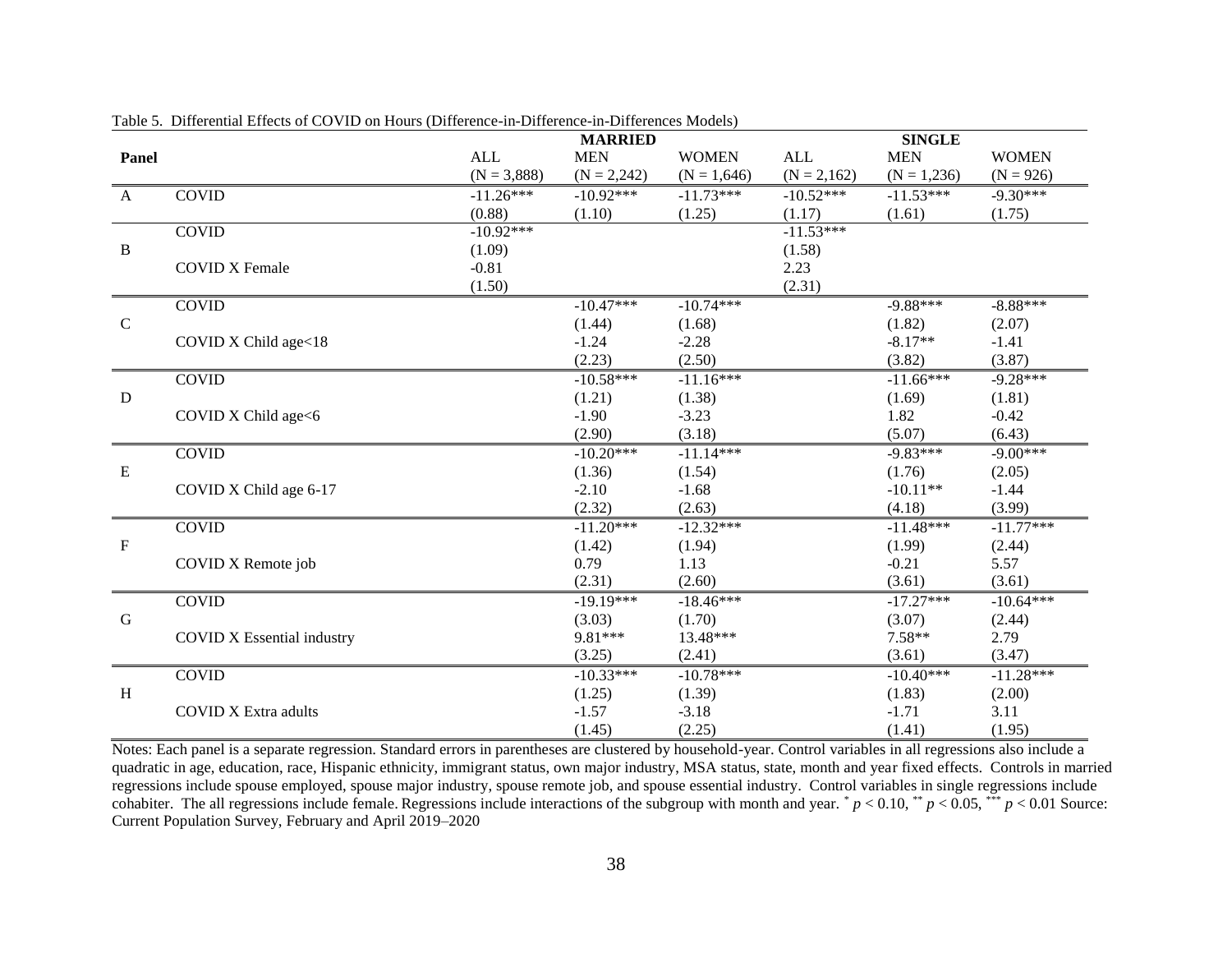Table 5. Differential Effects of COVID on Hours (Difference-in-Difference-in-Differences Models)

| Panel | | MARRIED | | | SINGLE | | |
|---|---|---|---|---|---|---|---|
| | | ALL (N = 3,888) | MEN (N = 2,242) | WOMEN (N = 1,646) | ALL (N = 2,162) | MEN (N = 1,236) | WOMEN (N = 926) |
| A | COVID | -11.26*** | -10.92*** | -11.73*** | -10.52*** | -11.53*** | -9.30*** |
| | | (0.88) | (1.10) | (1.25) | (1.17) | (1.61) | (1.75) |
| B | COVID | -10.92*** | | | -11.53*** | | |
| | | (1.09) | | | (1.58) | | |
| | COVID X Female | -0.81 | | | 2.23 | | |
| | | (1.50) | | | (2.31) | | |
| C | COVID | | -10.47*** | -10.74*** | | -9.88*** | -8.88*** |
| | | | (1.44) | (1.68) | | (1.82) | (2.07) |
| | COVID X Child age<18 | | -1.24 | -2.28 | | -8.17** | -1.41 |
| | | | (2.23) | (2.50) | | (3.82) | (3.87) |
| D | COVID | | -10.58*** | -11.16*** | | -11.66*** | -9.28*** |
| | | | (1.21) | (1.38) | | (1.69) | (1.81) |
| | COVID X Child age<6 | | -1.90 | -3.23 | | 1.82 | -0.42 |
| | | | (2.90) | (3.18) | | (5.07) | (6.43) |
| E | COVID | | -10.20*** | -11.14*** | | -9.83*** | -9.00*** |
| | | | (1.36) | (1.54) | | (1.76) | (2.05) |
| | COVID X Child age 6-17 | | -2.10 | -1.68 | | -10.11** | -1.44 |
| | | | (2.32) | (2.63) | | (4.18) | (3.99) |
| F | COVID | | -11.20*** | -12.32*** | | -11.48*** | -11.77*** |
| | | | (1.42) | (1.94) | | (1.99) | (2.44) |
| | COVID X Remote job | | 0.79 | 1.13 | | -0.21 | 5.57 |
| | | | (2.31) | (2.60) | | (3.61) | (3.61) |
| G | COVID | | -19.19*** | -18.46*** | | -17.27*** | -10.64*** |
| | | | (3.03) | (1.70) | | (3.07) | (2.44) |
| | COVID X Essential industry | | 9.81*** | 13.48*** | | 7.58** | 2.79 |
| | | | (3.25) | (2.41) | | (3.61) | (3.47) |
| H | COVID | | -10.33*** | -10.78*** | | -10.40*** | -11.28*** |
| | | | (1.25) | (1.39) | | (1.83) | (2.00) |
| | COVID X Extra adults | | -1.57 | -3.18 | | -1.71 | 3.11 |
| | | | (1.45) | (2.25) | | (1.41) | (1.95) |

Notes: Each panel is a separate regression. Standard errors in parentheses are clustered by household-year. Control variables in all regressions also include a quadratic in age, education, race, Hispanic ethnicity, immigrant status, own major industry, MSA status, state, month and year fixed effects. Controls in married regressions include spouse employed, spouse major industry, spouse remote job, and spouse essential industry. Control variables in single regressions include cohabiter. The all regressions include female. Regressions include interactions of the subgroup with month and year. * $p < 0.10$, ** $p < 0.05$, *** $p < 0.01$ Source: Current Population Survey, February and April 2019–2020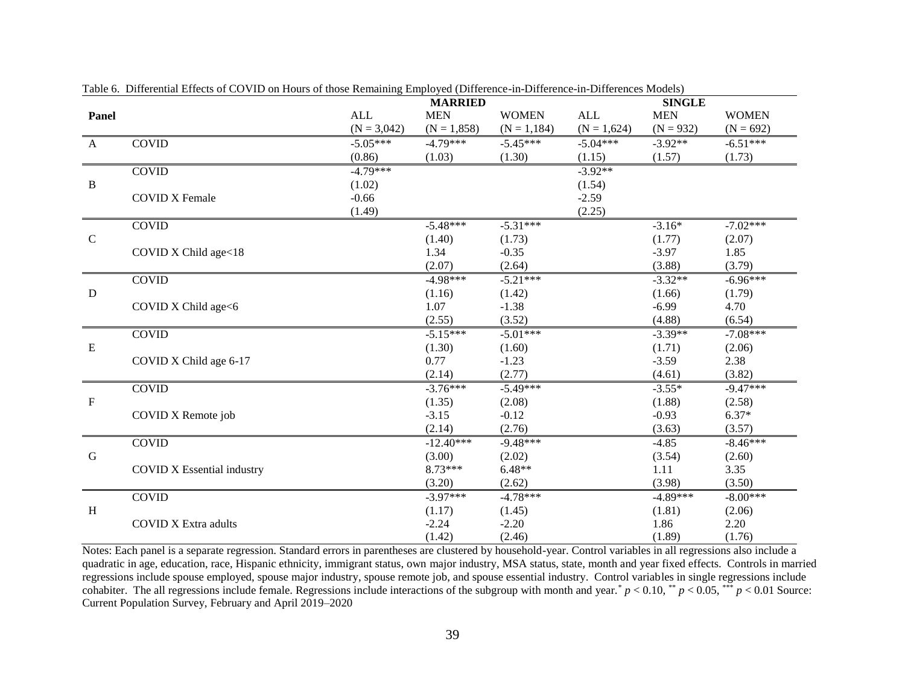Table 6. Differential Effects of COVID on Hours of those Remaining Employed (Difference-in-Difference-in-Differences Models)

| Panel | | MARRIED | | | SINGLE | | |
|---|---|---|---|---|---|---|---|
| | | ALL (N = 3,042) | MEN (N = 1,858) | WOMEN (N = 1,184) | ALL (N = 1,624) | MEN (N = 932) | WOMEN (N = 692) |
| A | COVID | -5.05*** | -4.79*** | -5.45*** | -5.04*** | -3.92** | -6.51*** |
| | | (0.86) | (1.03) | (1.30) | (1.15) | (1.57) | (1.73) |
| B | COVID | -4.79*** | | | -3.92** | | |
| | | (1.02) | | | (1.54) | | |
| | COVID X Female | -0.66 | | | -2.59 | | |
| | | (1.49) | | | (2.25) | | |
| C | COVID | | -5.48*** | -5.31*** | | -3.16* | -7.02*** |
| | | | (1.40) | (1.73) | | (1.77) | (2.07) |
| | COVID X Child age<18 | | 1.34 | -0.35 | | -3.97 | 1.85 |
| | | | (2.07) | (2.64) | | (3.88) | (3.79) |
| D | COVID | | -4.98*** | -5.21*** | | -3.32** | -6.96*** |
| | | | (1.16) | (1.42) | | (1.66) | (1.79) |
| | COVID X Child age<6 | | 1.07 | -1.38 | | -6.99 | 4.70 |
| | | | (2.55) | (3.52) | | (4.88) | (6.54) |
| E | COVID | | -5.15*** | -5.01*** | | -3.39** | -7.08*** |
| | | | (1.30) | (1.60) | | (1.71) | (2.06) |
| | COVID X Child age 6-17 | | 0.77 | -1.23 | | -3.59 | 2.38 |
| | | | (2.14) | (2.77) | | (4.61) | (3.82) |
| F | COVID | | -3.76*** | -5.49*** | | -3.55* | -9.47*** |
| | | | (1.35) | (2.08) | | (1.88) | (2.58) |
| | COVID X Remote job | | -3.15 | -0.12 | | -0.93 | 6.37* |
| | | | (2.14) | (2.76) | | (3.63) | (3.57) |
| G | COVID | | -12.40*** | -9.48*** | | -4.85 | -8.46*** |
| | | | (3.00) | (2.02) | | (3.54) | (2.60) |
| | COVID X Essential industry | | 8.73*** | 6.48** | | 1.11 | 3.35 |
| | | | (3.20) | (2.62) | | (3.98) | (3.50) |
| H | COVID | | -3.97*** | -4.78*** | | -4.89*** | -8.00*** |
| | | | (1.17) | (1.45) | | (1.81) | (2.06) |
| | COVID X Extra adults | | -2.24 | -2.20 | | 1.86 | 2.20 |
| | | | (1.42) | (2.46) | | (1.89) | (1.76) |

Notes: Each panel is a separate regression. Standard errors in parentheses are clustered by household-year. Control variables in all regressions also include a quadratic in age, education, race, Hispanic ethnicity, immigrant status, own major industry, MSA status, state, month and year fixed effects. Controls in married regressions include spouse employed, spouse major industry, spouse remote job, and spouse essential industry. Control variables in single regressions include cohabiter. The all regressions include female. Regressions include interactions of the subgroup with month and year.* $p < 0.10$, ** $p < 0.05$, *** $p < 0.01$ Source: Current Population Survey, February and April 2019–2020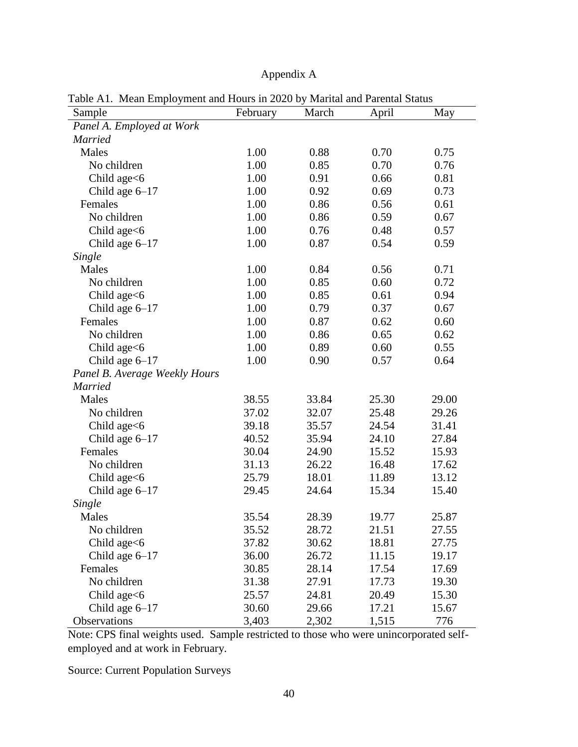# Appendix A

Table A1. Mean Employment and Hours in 2020 by Marital and Parental Status

| Sample | February | March | April | May |
|---|---|---|---|---|
| *Panel A. Employed at Work* | | | | |
| *Married* | | | | |
| Males | 1.00 | 0.88 | 0.70 | 0.75 |
| No children | 1.00 | 0.85 | 0.70 | 0.76 |
| Child age<6 | 1.00 | 0.91 | 0.66 | 0.81 |
| Child age 6–17 | 1.00 | 0.92 | 0.69 | 0.73 |
| Females | 1.00 | 0.86 | 0.56 | 0.61 |
| No children | 1.00 | 0.86 | 0.59 | 0.67 |
| Child age<6 | 1.00 | 0.76 | 0.48 | 0.57 |
| Child age 6–17 | 1.00 | 0.87 | 0.54 | 0.59 |
| *Single* | | | | |
| Males | 1.00 | 0.84 | 0.56 | 0.71 |
| No children | 1.00 | 0.85 | 0.60 | 0.72 |
| Child age<6 | 1.00 | 0.85 | 0.61 | 0.94 |
| Child age 6–17 | 1.00 | 0.79 | 0.37 | 0.67 |
| Females | 1.00 | 0.87 | 0.62 | 0.60 |
| No children | 1.00 | 0.86 | 0.65 | 0.62 |
| Child age<6 | 1.00 | 0.89 | 0.60 | 0.55 |
| Child age 6–17 | 1.00 | 0.90 | 0.57 | 0.64 |
| *Panel B. Average Weekly Hours* | | | | |
| *Married* | | | | |
| Males | 38.55 | 33.84 | 25.30 | 29.00 |
| No children | 37.02 | 32.07 | 25.48 | 29.26 |
| Child age<6 | 39.18 | 35.57 | 24.54 | 31.41 |
| Child age 6–17 | 40.52 | 35.94 | 24.10 | 27.84 |
| Females | 30.04 | 24.90 | 15.52 | 15.93 |
| No children | 31.13 | 26.22 | 16.48 | 17.62 |
| Child age<6 | 25.79 | 18.01 | 11.89 | 13.12 |
| Child age 6–17 | 29.45 | 24.64 | 15.34 | 15.40 |
| *Single* | | | | |
| Males | 35.54 | 28.39 | 19.77 | 25.87 |
| No children | 35.52 | 28.72 | 21.51 | 27.55 |
| Child age<6 | 37.82 | 30.62 | 18.81 | 27.75 |
| Child age 6–17 | 36.00 | 26.72 | 11.15 | 19.17 |
| Females | 30.85 | 28.14 | 17.54 | 17.69 |
| No children | 31.38 | 27.91 | 17.73 | 19.30 |
| Child age<6 | 25.57 | 24.81 | 20.49 | 15.30 |
| Child age 6–17 | 30.60 | 29.66 | 17.21 | 15.67 |
| Observations | 3,403 | 2,302 | 1,515 | 776 |

Note: CPS final weights used. Sample restricted to those who were unincorporated self-employed and at work in February.

Source: Current Population Surveys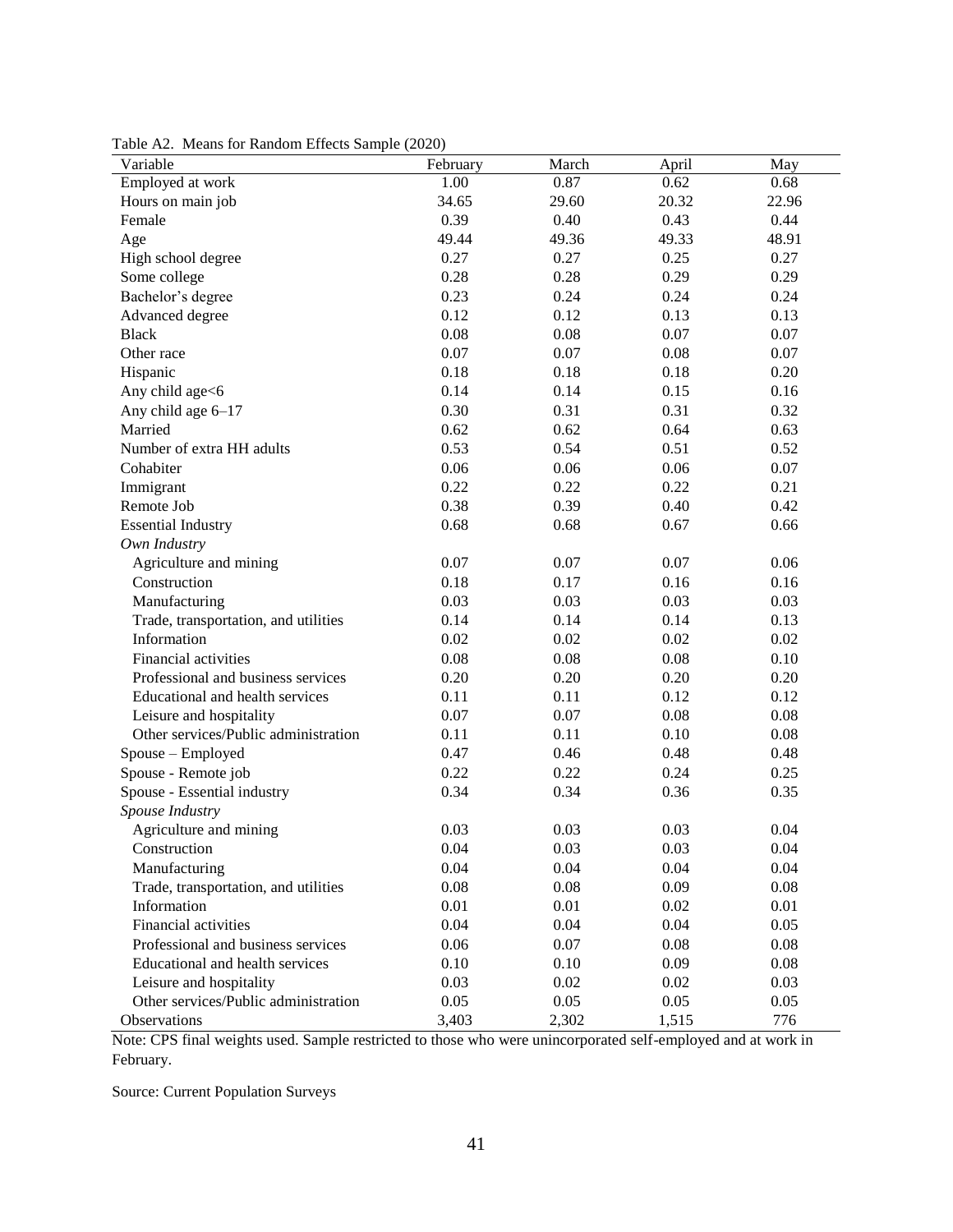Table A2. Means for Random Effects Sample (2020)

| Variable | February | March | April | May |
|---|---|---|---|---|
| Employed at work | 1.00 | 0.87 | 0.62 | 0.68 |
| Hours on main job | 34.65 | 29.60 | 20.32 | 22.96 |
| Female | 0.39 | 0.40 | 0.43 | 0.44 |
| Age | 49.44 | 49.36 | 49.33 | 48.91 |
| High school degree | 0.27 | 0.27 | 0.25 | 0.27 |
| Some college | 0.28 | 0.28 | 0.29 | 0.29 |
| Bachelor's degree | 0.23 | 0.24 | 0.24 | 0.24 |
| Advanced degree | 0.12 | 0.12 | 0.13 | 0.13 |
| Black | 0.08 | 0.08 | 0.07 | 0.07 |
| Other race | 0.07 | 0.07 | 0.08 | 0.07 |
| Hispanic | 0.18 | 0.18 | 0.18 | 0.20 |
| Any child age<6 | 0.14 | 0.14 | 0.15 | 0.16 |
| Any child age 6–17 | 0.30 | 0.31 | 0.31 | 0.32 |
| Married | 0.62 | 0.62 | 0.64 | 0.63 |
| Number of extra HH adults | 0.53 | 0.54 | 0.51 | 0.52 |
| Cohabiter | 0.06 | 0.06 | 0.06 | 0.07 |
| Immigrant | 0.22 | 0.22 | 0.22 | 0.21 |
| Remote Job | 0.38 | 0.39 | 0.40 | 0.42 |
| Essential Industry | 0.68 | 0.68 | 0.67 | 0.66 |
| *Own Industry* | | | | |
| Agriculture and mining | 0.07 | 0.07 | 0.07 | 0.06 |
| Construction | 0.18 | 0.17 | 0.16 | 0.16 |
| Manufacturing | 0.03 | 0.03 | 0.03 | 0.03 |
| Trade, transportation, and utilities | 0.14 | 0.14 | 0.14 | 0.13 |
| Information | 0.02 | 0.02 | 0.02 | 0.02 |
| Financial activities | 0.08 | 0.08 | 0.08 | 0.10 |
| Professional and business services | 0.20 | 0.20 | 0.20 | 0.20 |
| Educational and health services | 0.11 | 0.11 | 0.12 | 0.12 |
| Leisure and hospitality | 0.07 | 0.07 | 0.08 | 0.08 |
| Other services/Public administration | 0.11 | 0.11 | 0.10 | 0.08 |
| Spouse – Employed | 0.47 | 0.46 | 0.48 | 0.48 |
| Spouse - Remote job | 0.22 | 0.22 | 0.24 | 0.25 |
| Spouse - Essential industry | 0.34 | 0.34 | 0.36 | 0.35 |
| *Spouse Industry* | | | | |
| Agriculture and mining | 0.03 | 0.03 | 0.03 | 0.04 |
| Construction | 0.04 | 0.03 | 0.03 | 0.04 |
| Manufacturing | 0.04 | 0.04 | 0.04 | 0.04 |
| Trade, transportation, and utilities | 0.08 | 0.08 | 0.09 | 0.08 |
| Information | 0.01 | 0.01 | 0.02 | 0.01 |
| Financial activities | 0.04 | 0.04 | 0.04 | 0.05 |
| Professional and business services | 0.06 | 0.07 | 0.08 | 0.08 |
| Educational and health services | 0.10 | 0.10 | 0.09 | 0.08 |
| Leisure and hospitality | 0.03 | 0.02 | 0.02 | 0.03 |
| Other services/Public administration | 0.05 | 0.05 | 0.05 | 0.05 |
| Observations | 3,403 | 2,302 | 1,515 | 776 |

Note: CPS final weights used. Sample restricted to those who were unincorporated self-employed and at work in February.

Source: Current Population Surveys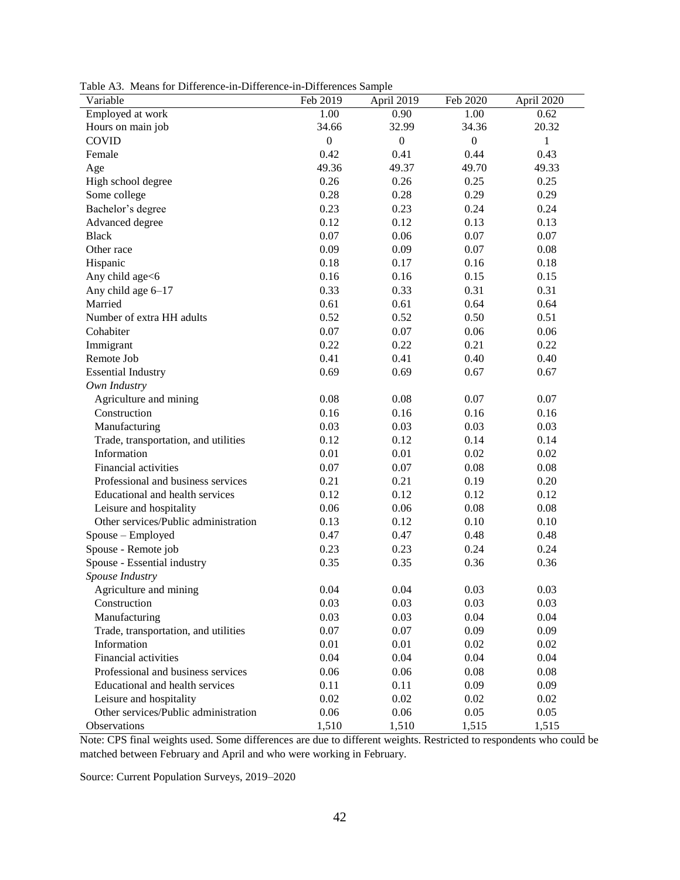Table A3. Means for Difference-in-Difference-in-Differences Sample

| Variable | Feb 2019 | April 2019 | Feb 2020 | April 2020 |
|---|---|---|---|---|
| Employed at work | 1.00 | 0.90 | 1.00 | 0.62 |
| Hours on main job | 34.66 | 32.99 | 34.36 | 20.32 |
| COVID | 0 | 0 | 0 | 1 |
| Female | 0.42 | 0.41 | 0.44 | 0.43 |
| Age | 49.36 | 49.37 | 49.70 | 49.33 |
| High school degree | 0.26 | 0.26 | 0.25 | 0.25 |
| Some college | 0.28 | 0.28 | 0.29 | 0.29 |
| Bachelor's degree | 0.23 | 0.23 | 0.24 | 0.24 |
| Advanced degree | 0.12 | 0.12 | 0.13 | 0.13 |
| Black | 0.07 | 0.06 | 0.07 | 0.07 |
| Other race | 0.09 | 0.09 | 0.07 | 0.08 |
| Hispanic | 0.18 | 0.17 | 0.16 | 0.18 |
| Any child age<6 | 0.16 | 0.16 | 0.15 | 0.15 |
| Any child age 6–17 | 0.33 | 0.33 | 0.31 | 0.31 |
| Married | 0.61 | 0.61 | 0.64 | 0.64 |
| Number of extra HH adults | 0.52 | 0.52 | 0.50 | 0.51 |
| Cohabiter | 0.07 | 0.07 | 0.06 | 0.06 |
| Immigrant | 0.22 | 0.22 | 0.21 | 0.22 |
| Remote Job | 0.41 | 0.41 | 0.40 | 0.40 |
| Essential Industry | 0.69 | 0.69 | 0.67 | 0.67 |
| *Own Industry* | | | | |
| Agriculture and mining | 0.08 | 0.08 | 0.07 | 0.07 |
| Construction | 0.16 | 0.16 | 0.16 | 0.16 |
| Manufacturing | 0.03 | 0.03 | 0.03 | 0.03 |
| Trade, transportation, and utilities | 0.12 | 0.12 | 0.14 | 0.14 |
| Information | 0.01 | 0.01 | 0.02 | 0.02 |
| Financial activities | 0.07 | 0.07 | 0.08 | 0.08 |
| Professional and business services | 0.21 | 0.21 | 0.19 | 0.20 |
| Educational and health services | 0.12 | 0.12 | 0.12 | 0.12 |
| Leisure and hospitality | 0.06 | 0.06 | 0.08 | 0.08 |
| Other services/Public administration | 0.13 | 0.12 | 0.10 | 0.10 |
| Spouse – Employed | 0.47 | 0.47 | 0.48 | 0.48 |
| Spouse - Remote job | 0.23 | 0.23 | 0.24 | 0.24 |
| Spouse - Essential industry | 0.35 | 0.35 | 0.36 | 0.36 |
| *Spouse Industry* | | | | |
| Agriculture and mining | 0.04 | 0.04 | 0.03 | 0.03 |
| Construction | 0.03 | 0.03 | 0.03 | 0.03 |
| Manufacturing | 0.03 | 0.03 | 0.04 | 0.04 |
| Trade, transportation, and utilities | 0.07 | 0.07 | 0.09 | 0.09 |
| Information | 0.01 | 0.01 | 0.02 | 0.02 |
| Financial activities | 0.04 | 0.04 | 0.04 | 0.04 |
| Professional and business services | 0.06 | 0.06 | 0.08 | 0.08 |
| Educational and health services | 0.11 | 0.11 | 0.09 | 0.09 |
| Leisure and hospitality | 0.02 | 0.02 | 0.02 | 0.02 |
| Other services/Public administration | 0.06 | 0.06 | 0.05 | 0.05 |
| Observations | 1,510 | 1,510 | 1,515 | 1,515 |

Note: CPS final weights used. Some differences are due to different weights. Restricted to respondents who could be matched between February and April and who were working in February.

Source: Current Population Surveys, 2019–2020